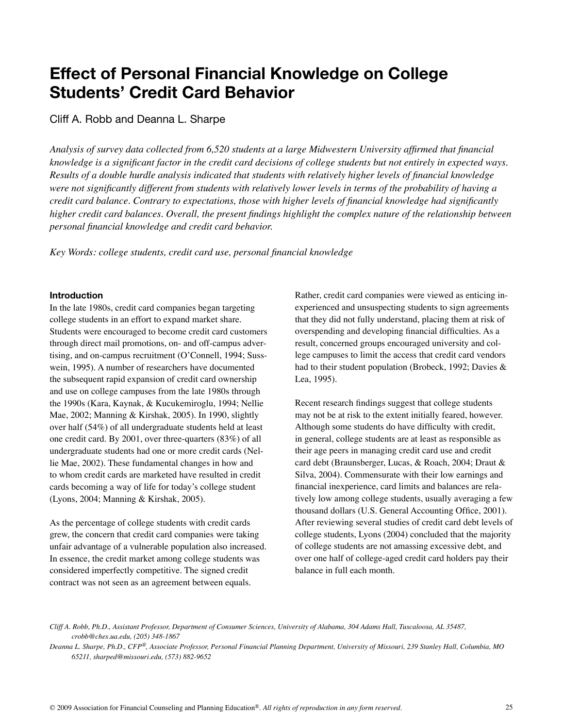# Effect of Personal Financial Knowledge on College Students' Credit Card Behavior

Cliff A. Robb and Deanna L. Sharpe

*Analysis of survey data collected from 6,520 students at a large Midwestern University affirmed that financial knowledge is a significant factor in the credit card decisions of college students but not entirely in expected ways. Results of a double hurdle analysis indicated that students with relatively higher levels of financial knowledge were not significantly different from students with relatively lower levels in terms of the probability of having a credit card balance. Contrary to expectations, those with higher levels of financial knowledge had significantly higher credit card balances. Overall, the present findings highlight the complex nature of the relationship between personal financial knowledge and credit card behavior.*

*Key Words: college students, credit card use, personal financial knowledge*

## Introduction

In the late 1980s, credit card companies began targeting college students in an effort to expand market share. Students were encouraged to become credit card customers through direct mail promotions, on- and off-campus advertising, and on-campus recruitment (O'Connell, 1994; Susswein, 1995). A number of researchers have documented the subsequent rapid expansion of credit card ownership and use on college campuses from the late 1980s through the 1990s (Kara, Kaynak, & Kucukemiroglu, 1994; Nellie Mae, 2002; Manning & Kirshak, 2005). In 1990, slightly over half (54%) of all undergraduate students held at least one credit card. By 2001, over three-quarters (83%) of all undergraduate students had one or more credit cards (Nellie Mae, 2002). These fundamental changes in how and to whom credit cards are marketed have resulted in credit cards becoming a way of life for today's college student (Lyons, 2004; Manning & Kirshak, 2005).

As the percentage of college students with credit cards grew, the concern that credit card companies were taking unfair advantage of a vulnerable population also increased. In essence, the credit market among college students was considered imperfectly competitive. The signed credit contract was not seen as an agreement between equals. Rather, credit card companies were viewed as enticing inexperienced and unsuspecting students to sign agreements that they did not fully understand, placing them at risk of overspending and developing financial difficulties. As a result, concerned groups encouraged university and college campuses to limit the access that credit card vendors had to their student population (Brobeck, 1992; Davies & Lea, 1995).

Recent research findings suggest that college students may not be at risk to the extent initially feared, however. Although some students do have difficulty with credit, in general, college students are at least as responsible as their age peers in managing credit card use and credit card debt (Braunsberger, Lucas, & Roach, 2004; Draut & Silva, 2004). Commensurate with their low earnings and financial inexperience, card limits and balances are relatively low among college students, usually averaging a few thousand dollars (U.S. General Accounting Office, 2001). After reviewing several studies of credit card debt levels of college students, Lyons (2004) concluded that the majority of college students are not amassing excessive debt, and over one half of college-aged credit card holders pay their balance in full each month.

*Cliff A. Robb, Ph.D., Assistant Professor, Department of Consumer Sciences, University of Alabama, 304 Adams Hall, Tuscaloosa, AL 35487, crobb@ches.ua.edu, (205) 348-1867*

*Deanna L. Sharpe, Ph.D., CFP®, Associate Professor, Personal Financial Planning Department, University of Missouri, 239 Stanley Hall, Columbia, MO 65211, sharped@missouri.edu, (573) 882-9652*

© 2009 Association for Financial Counseling and Planning Education®. *All rights of reproduction in any form reserved.*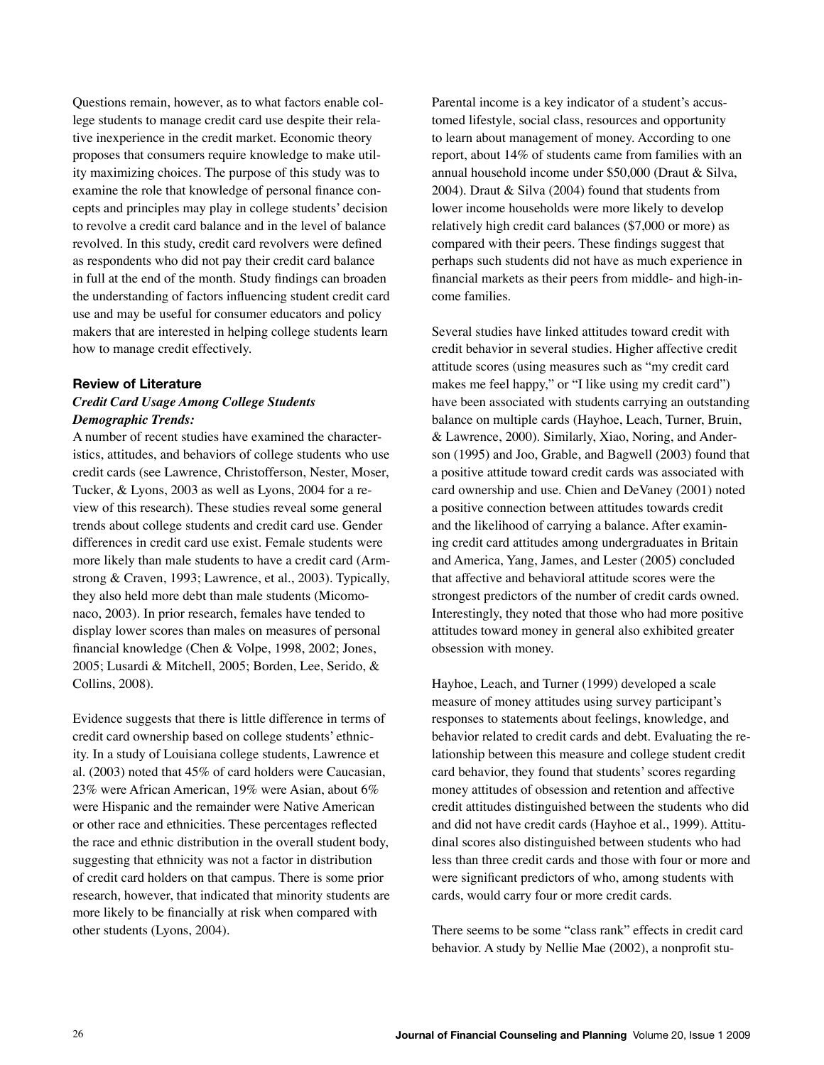Questions remain, however, as to what factors enable college students to manage credit card use despite their relative inexperience in the credit market. Economic theory proposes that consumers require knowledge to make utility maximizing choices. The purpose of this study was to examine the role that knowledge of personal finance concepts and principles may play in college students' decision to revolve a credit card balance and in the level of balance revolved. In this study, credit card revolvers were defined as respondents who did not pay their credit card balance in full at the end of the month. Study findings can broaden the understanding of factors influencing student credit card use and may be useful for consumer educators and policy makers that are interested in helping college students learn how to manage credit effectively.

## Review of Literature

### *Credit Card Usage Among College Students*

***Demographic Trends:***

A number of recent studies have examined the characteristics, attitudes, and behaviors of college students who use credit cards (see Lawrence, Christofferson, Nester, Moser, Tucker, & Lyons, 2003 as well as Lyons, 2004 for a review of this research). These studies reveal some general trends about college students and credit card use. Gender differences in credit card use exist. Female students were more likely than male students to have a credit card (Armstrong & Craven, 1993; Lawrence, et al., 2003). Typically, they also held more debt than male students (Micomonaco, 2003). In prior research, females have tended to display lower scores than males on measures of personal financial knowledge (Chen & Volpe, 1998, 2002; Jones, 2005; Lusardi & Mitchell, 2005; Borden, Lee, Serido, & Collins, 2008).

Evidence suggests that there is little difference in terms of credit card ownership based on college students' ethnicity. In a study of Louisiana college students, Lawrence et al. (2003) noted that 45% of card holders were Caucasian, 23% were African American, 19% were Asian, about 6% were Hispanic and the remainder were Native American or other race and ethnicities. These percentages reflected the race and ethnic distribution in the overall student body, suggesting that ethnicity was not a factor in distribution of credit card holders on that campus. There is some prior research, however, that indicated that minority students are more likely to be financially at risk when compared with other students (Lyons, 2004).

Parental income is a key indicator of a student's accustomed lifestyle, social class, resources and opportunity to learn about management of money. According to one report, about 14% of students came from families with an annual household income under \$50,000 (Draut & Silva, 2004). Draut & Silva (2004) found that students from lower income households were more likely to develop relatively high credit card balances (\$7,000 or more) as compared with their peers. These findings suggest that perhaps such students did not have as much experience in financial markets as their peers from middle- and high-income families.

Several studies have linked attitudes toward credit with credit behavior in several studies. Higher affective credit attitude scores (using measures such as "my credit card makes me feel happy," or "I like using my credit card") have been associated with students carrying an outstanding balance on multiple cards (Hayhoe, Leach, Turner, Bruin, & Lawrence, 2000). Similarly, Xiao, Noring, and Anderson (1995) and Joo, Grable, and Bagwell (2003) found that a positive attitude toward credit cards was associated with card ownership and use. Chien and DeVaney (2001) noted a positive connection between attitudes towards credit and the likelihood of carrying a balance. After examining credit card attitudes among undergraduates in Britain and America, Yang, James, and Lester (2005) concluded that affective and behavioral attitude scores were the strongest predictors of the number of credit cards owned. Interestingly, they noted that those who had more positive attitudes toward money in general also exhibited greater obsession with money.

Hayhoe, Leach, and Turner (1999) developed a scale measure of money attitudes using survey participant's responses to statements about feelings, knowledge, and behavior related to credit cards and debt. Evaluating the relationship between this measure and college student credit card behavior, they found that students' scores regarding money attitudes of obsession and retention and affective credit attitudes distinguished between the students who did and did not have credit cards (Hayhoe et al., 1999). Attitudinal scores also distinguished between students who had less than three credit cards and those with four or more and were significant predictors of who, among students with cards, would carry four or more credit cards.

There seems to be some "class rank" effects in credit card behavior. A study by Nellie Mae (2002), a nonprofit stu-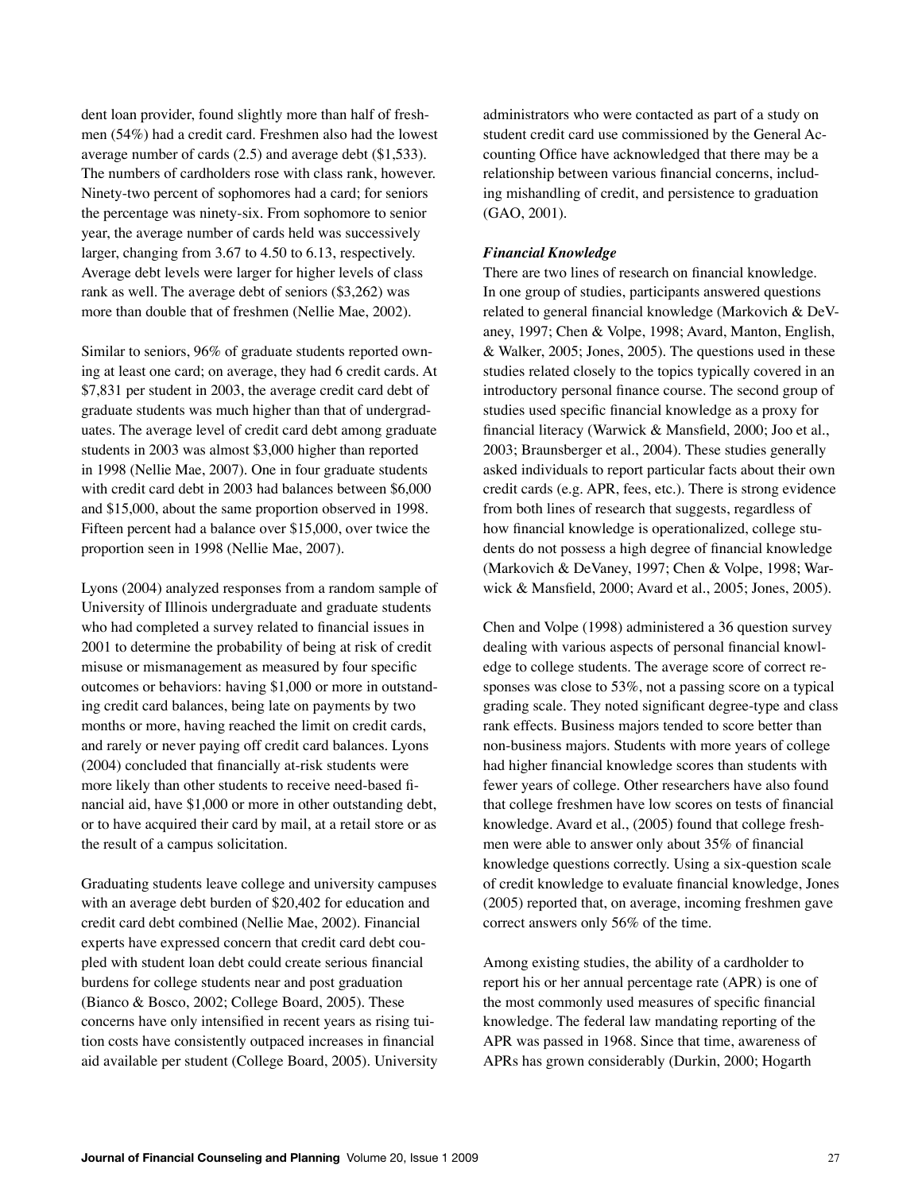dent loan provider, found slightly more than half of freshmen (54%) had a credit card. Freshmen also had the lowest average number of cards (2.5) and average debt ($1,533). The numbers of cardholders rose with class rank, however. Ninety-two percent of sophomores had a card; for seniors the percentage was ninety-six. From sophomore to senior year, the average number of cards held was successively larger, changing from 3.67 to 4.50 to 6.13, respectively. Average debt levels were larger for higher levels of class rank as well. The average debt of seniors ($3,262) was more than double that of freshmen (Nellie Mae, 2002).

Similar to seniors, 96% of graduate students reported owning at least one card; on average, they had 6 credit cards. At $7,831 per student in 2003, the average credit card debt of graduate students was much higher than that of undergraduates. The average level of credit card debt among graduate students in 2003 was almost $3,000 higher than reported in 1998 (Nellie Mae, 2007). One in four graduate students with credit card debt in 2003 had balances between $6,000 and $15,000, about the same proportion observed in 1998. Fifteen percent had a balance over $15,000, over twice the proportion seen in 1998 (Nellie Mae, 2007).

Lyons (2004) analyzed responses from a random sample of University of Illinois undergraduate and graduate students who had completed a survey related to financial issues in 2001 to determine the probability of being at risk of credit misuse or mismanagement as measured by four specific outcomes or behaviors: having $1,000 or more in outstanding credit card balances, being late on payments by two months or more, having reached the limit on credit cards, and rarely or never paying off credit card balances. Lyons (2004) concluded that financially at-risk students were more likely than other students to receive need-based financial aid, have $1,000 or more in other outstanding debt, or to have acquired their card by mail, at a retail store or as the result of a campus solicitation.

Graduating students leave college and university campuses with an average debt burden of $20,402 for education and credit card debt combined (Nellie Mae, 2002). Financial experts have expressed concern that credit card debt coupled with student loan debt could create serious financial burdens for college students near and post graduation (Bianco & Bosco, 2002; College Board, 2005). These concerns have only intensified in recent years as rising tuition costs have consistently outpaced increases in financial aid available per student (College Board, 2005). University administrators who were contacted as part of a study on student credit card use commissioned by the General Accounting Office have acknowledged that there may be a relationship between various financial concerns, including mishandling of credit, and persistence to graduation (GAO, 2001).

### *Financial Knowledge*

There are two lines of research on financial knowledge. In one group of studies, participants answered questions related to general financial knowledge (Markovich & DeVaney, 1997; Chen & Volpe, 1998; Avard, Manton, English, & Walker, 2005; Jones, 2005). The questions used in these studies related closely to the topics typically covered in an introductory personal finance course. The second group of studies used specific financial knowledge as a proxy for financial literacy (Warwick & Mansfield, 2000; Joo et al., 2003; Braunsberger et al., 2004). These studies generally asked individuals to report particular facts about their own credit cards (e.g. APR, fees, etc.). There is strong evidence from both lines of research that suggests, regardless of how financial knowledge is operationalized, college students do not possess a high degree of financial knowledge (Markovich & DeVaney, 1997; Chen & Volpe, 1998; Warwick & Mansfield, 2000; Avard et al., 2005; Jones, 2005).

Chen and Volpe (1998) administered a 36 question survey dealing with various aspects of personal financial knowledge to college students. The average score of correct responses was close to 53%, not a passing score on a typical grading scale. They noted significant degree-type and class rank effects. Business majors tended to score better than non-business majors. Students with more years of college had higher financial knowledge scores than students with fewer years of college. Other researchers have also found that college freshmen have low scores on tests of financial knowledge. Avard et al., (2005) found that college freshmen were able to answer only about 35% of financial knowledge questions correctly. Using a six-question scale of credit knowledge to evaluate financial knowledge, Jones (2005) reported that, on average, incoming freshmen gave correct answers only 56% of the time.

Among existing studies, the ability of a cardholder to report his or her annual percentage rate (APR) is one of the most commonly used measures of specific financial knowledge. The federal law mandating reporting of the APR was passed in 1968. Since that time, awareness of APRs has grown considerably (Durkin, 2000; Hogarth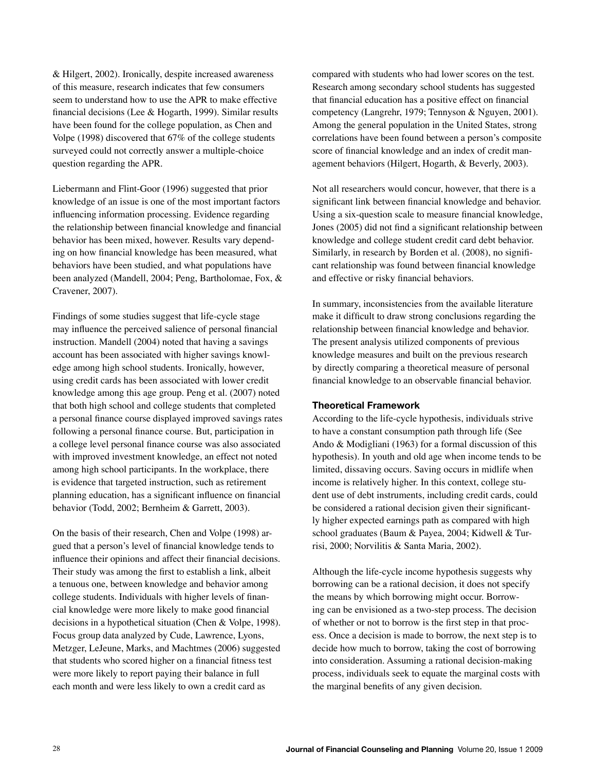& Hilgert, 2002). Ironically, despite increased awareness of this measure, research indicates that few consumers seem to understand how to use the APR to make effective financial decisions (Lee & Hogarth, 1999). Similar results have been found for the college population, as Chen and Volpe (1998) discovered that 67% of the college students surveyed could not correctly answer a multiple-choice question regarding the APR.

Liebermann and Flint-Goor (1996) suggested that prior knowledge of an issue is one of the most important factors influencing information processing. Evidence regarding the relationship between financial knowledge and financial behavior has been mixed, however. Results vary depending on how financial knowledge has been measured, what behaviors have been studied, and what populations have been analyzed (Mandell, 2004; Peng, Bartholomae, Fox, & Cravener, 2007).

Findings of some studies suggest that life-cycle stage may influence the perceived salience of personal financial instruction. Mandell (2004) noted that having a savings account has been associated with higher savings knowledge among high school students. Ironically, however, using credit cards has been associated with lower credit knowledge among this age group. Peng et al. (2007) noted that both high school and college students that completed a personal finance course displayed improved savings rates following a personal finance course. But, participation in a college level personal finance course was also associated with improved investment knowledge, an effect not noted among high school participants. In the workplace, there is evidence that targeted instruction, such as retirement planning education, has a significant influence on financial behavior (Todd, 2002; Bernheim & Garrett, 2003).

On the basis of their research, Chen and Volpe (1998) argued that a person's level of financial knowledge tends to influence their opinions and affect their financial decisions. Their study was among the first to establish a link, albeit a tenuous one, between knowledge and behavior among college students. Individuals with higher levels of financial knowledge were more likely to make good financial decisions in a hypothetical situation (Chen & Volpe, 1998). Focus group data analyzed by Cude, Lawrence, Lyons, Metzger, LeJeune, Marks, and Machtmes (2006) suggested that students who scored higher on a financial fitness test were more likely to report paying their balance in full each month and were less likely to own a credit card as compared with students who had lower scores on the test. Research among secondary school students has suggested that financial education has a positive effect on financial competency (Langrehr, 1979; Tennyson & Nguyen, 2001). Among the general population in the United States, strong correlations have been found between a person's composite score of financial knowledge and an index of credit management behaviors (Hilgert, Hogarth, & Beverly, 2003).

Not all researchers would concur, however, that there is a significant link between financial knowledge and behavior. Using a six-question scale to measure financial knowledge, Jones (2005) did not find a significant relationship between knowledge and college student credit card debt behavior. Similarly, in research by Borden et al. (2008), no significant relationship was found between financial knowledge and effective or risky financial behaviors.

In summary, inconsistencies from the available literature make it difficult to draw strong conclusions regarding the relationship between financial knowledge and behavior. The present analysis utilized components of previous knowledge measures and built on the previous research by directly comparing a theoretical measure of personal financial knowledge to an observable financial behavior.

### Theoretical Framework

According to the life-cycle hypothesis, individuals strive to have a constant consumption path through life (See Ando & Modigliani (1963) for a formal discussion of this hypothesis). In youth and old age when income tends to be limited, dissaving occurs. Saving occurs in midlife when income is relatively higher. In this context, college student use of debt instruments, including credit cards, could be considered a rational decision given their significantly higher expected earnings path as compared with high school graduates (Baum & Payea, 2004; Kidwell & Turrisi, 2000; Norvilitis & Santa Maria, 2002).

Although the life-cycle income hypothesis suggests why borrowing can be a rational decision, it does not specify the means by which borrowing might occur. Borrowing can be envisioned as a two-step process. The decision of whether or not to borrow is the first step in that process. Once a decision is made to borrow, the next step is to decide how much to borrow, taking the cost of borrowing into consideration. Assuming a rational decision-making process, individuals seek to equate the marginal costs with the marginal benefits of any given decision.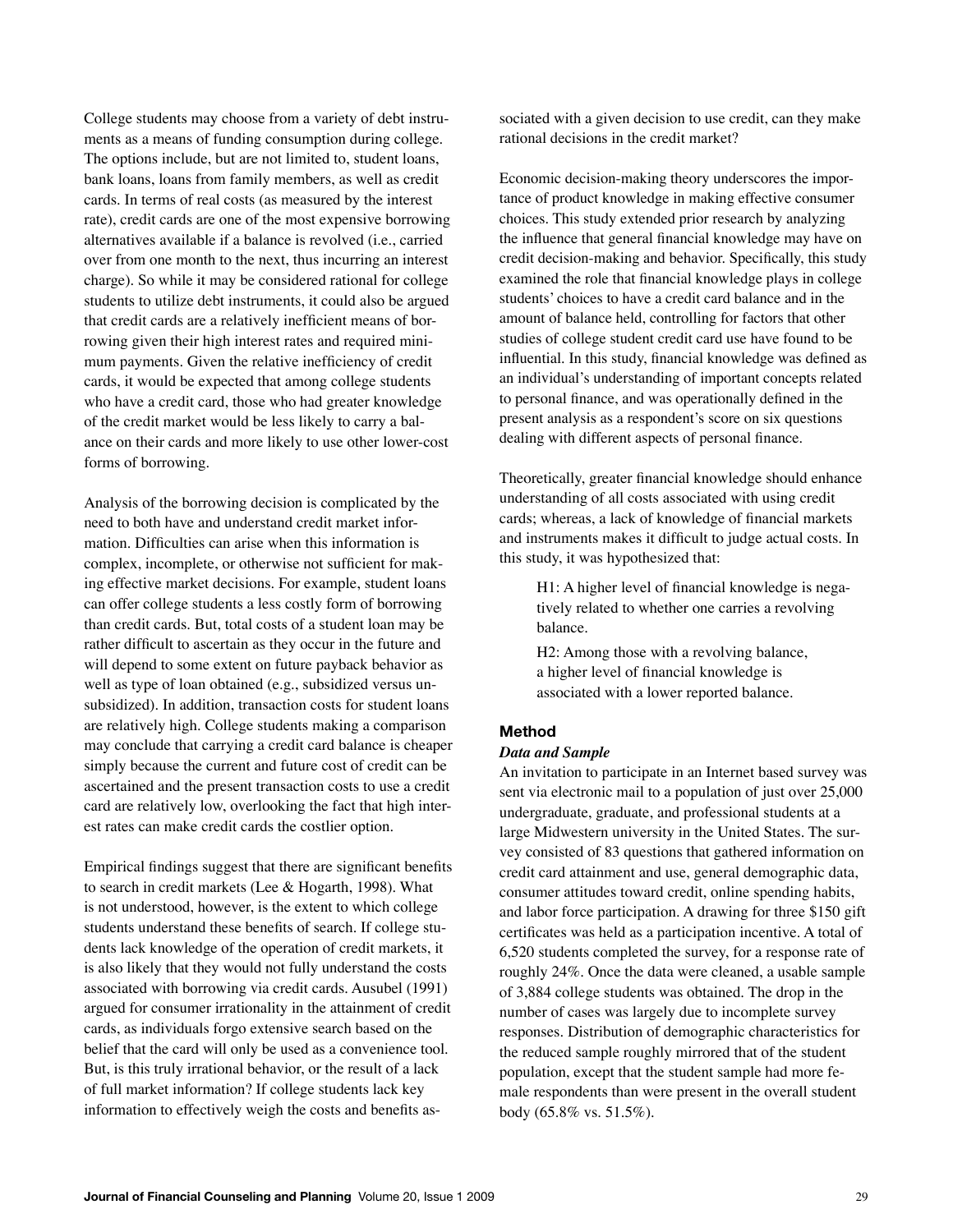College students may choose from a variety of debt instruments as a means of funding consumption during college. The options include, but are not limited to, student loans, bank loans, loans from family members, as well as credit cards. In terms of real costs (as measured by the interest rate), credit cards are one of the most expensive borrowing alternatives available if a balance is revolved (i.e., carried over from one month to the next, thus incurring an interest charge). So while it may be considered rational for college students to utilize debt instruments, it could also be argued that credit cards are a relatively inefficient means of borrowing given their high interest rates and required minimum payments. Given the relative inefficiency of credit cards, it would be expected that among college students who have a credit card, those who had greater knowledge of the credit market would be less likely to carry a balance on their cards and more likely to use other lower-cost forms of borrowing.

Analysis of the borrowing decision is complicated by the need to both have and understand credit market information. Difficulties can arise when this information is complex, incomplete, or otherwise not sufficient for making effective market decisions. For example, student loans can offer college students a less costly form of borrowing than credit cards. But, total costs of a student loan may be rather difficult to ascertain as they occur in the future and will depend to some extent on future payback behavior as well as type of loan obtained (e.g., subsidized versus unsubsidized). In addition, transaction costs for student loans are relatively high. College students making a comparison may conclude that carrying a credit card balance is cheaper simply because the current and future cost of credit can be ascertained and the present transaction costs to use a credit card are relatively low, overlooking the fact that high interest rates can make credit cards the costlier option.

Empirical findings suggest that there are significant benefits to search in credit markets (Lee & Hogarth, 1998). What is not understood, however, is the extent to which college students understand these benefits of search. If college students lack knowledge of the operation of credit markets, it is also likely that they would not fully understand the costs associated with borrowing via credit cards. Ausubel (1991) argued for consumer irrationality in the attainment of credit cards, as individuals forgo extensive search based on the belief that the card will only be used as a convenience tool. But, is this truly irrational behavior, or the result of a lack of full market information? If college students lack key information to effectively weigh the costs and benefits associated with a given decision to use credit, can they make rational decisions in the credit market?

Economic decision-making theory underscores the importance of product knowledge in making effective consumer choices. This study extended prior research by analyzing the influence that general financial knowledge may have on credit decision-making and behavior. Specifically, this study examined the role that financial knowledge plays in college students' choices to have a credit card balance and in the amount of balance held, controlling for factors that other studies of college student credit card use have found to be influential. In this study, financial knowledge was defined as an individual's understanding of important concepts related to personal finance, and was operationally defined in the present analysis as a respondent's score on six questions dealing with different aspects of personal finance.

Theoretically, greater financial knowledge should enhance understanding of all costs associated with using credit cards; whereas, a lack of knowledge of financial markets and instruments makes it difficult to judge actual costs. In this study, it was hypothesized that:

> H1: A higher level of financial knowledge is negatively related to whether one carries a revolving balance.
>
> H2: Among those with a revolving balance, a higher level of financial knowledge is associated with a lower reported balance.

## Method

### *Data and Sample*

An invitation to participate in an Internet based survey was sent via electronic mail to a population of just over 25,000 undergraduate, graduate, and professional students at a large Midwestern university in the United States. The survey consisted of 83 questions that gathered information on credit card attainment and use, general demographic data, consumer attitudes toward credit, online spending habits, and labor force participation. A drawing for three $150 gift certificates was held as a participation incentive. A total of 6,520 students completed the survey, for a response rate of roughly 24%. Once the data were cleaned, a usable sample of 3,884 college students was obtained. The drop in the number of cases was largely due to incomplete survey responses. Distribution of demographic characteristics for the reduced sample roughly mirrored that of the student population, except that the student sample had more female respondents than were present in the overall student body (65.8% vs. 51.5%).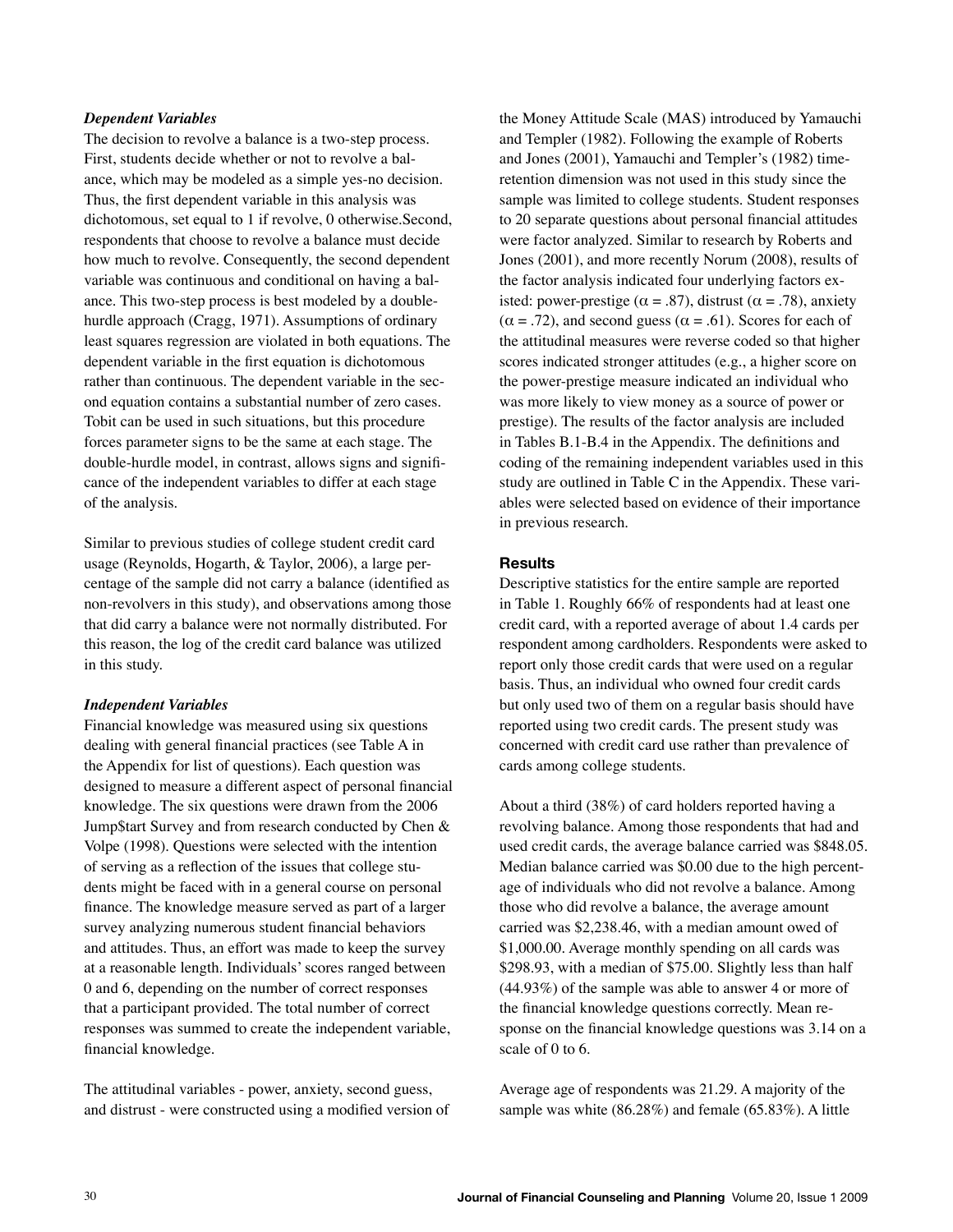***Dependent Variables***

The decision to revolve a balance is a two-step process. First, students decide whether or not to revolve a balance, which may be modeled as a simple yes-no decision. Thus, the first dependent variable in this analysis was dichotomous, set equal to 1 if revolve, 0 otherwise.Second, respondents that choose to revolve a balance must decide how much to revolve. Consequently, the second dependent variable was continuous and conditional on having a balance. This two-step process is best modeled by a double-hurdle approach (Cragg, 1971). Assumptions of ordinary least squares regression are violated in both equations. The dependent variable in the first equation is dichotomous rather than continuous. The dependent variable in the second equation contains a substantial number of zero cases. Tobit can be used in such situations, but this procedure forces parameter signs to be the same at each stage. The double-hurdle model, in contrast, allows signs and significance of the independent variables to differ at each stage of the analysis.

Similar to previous studies of college student credit card usage (Reynolds, Hogarth, & Taylor, 2006), a large percentage of the sample did not carry a balance (identified as non-revolvers in this study), and observations among those that did carry a balance were not normally distributed. For this reason, the log of the credit card balance was utilized in this study.

***Independent Variables***

Financial knowledge was measured using six questions dealing with general financial practices (see Table A in the Appendix for list of questions). Each question was designed to measure a different aspect of personal financial knowledge. The six questions were drawn from the 2006 Jump$tart Survey and from research conducted by Chen & Volpe (1998). Questions were selected with the intention of serving as a reflection of the issues that college students might be faced with in a general course on personal finance. The knowledge measure served as part of a larger survey analyzing numerous student financial behaviors and attitudes. Thus, an effort was made to keep the survey at a reasonable length. Individuals' scores ranged between 0 and 6, depending on the number of correct responses that a participant provided. The total number of correct responses was summed to create the independent variable, financial knowledge.

The attitudinal variables - power, anxiety, second guess, and distrust - were constructed using a modified version of the Money Attitude Scale (MAS) introduced by Yamauchi and Templer (1982). Following the example of Roberts and Jones (2001), Yamauchi and Templer's (1982) time-retention dimension was not used in this study since the sample was limited to college students. Student responses to 20 separate questions about personal financial attitudes were factor analyzed. Similar to research by Roberts and Jones (2001), and more recently Norum (2008), results of the factor analysis indicated four underlying factors existed: power-prestige ($\alpha = .87$), distrust ($\alpha = .78$), anxiety ($\alpha = .72$), and second guess ($\alpha = .61$). Scores for each of the attitudinal measures were reverse coded so that higher scores indicated stronger attitudes (e.g., a higher score on the power-prestige measure indicated an individual who was more likely to view money as a source of power or prestige). The results of the factor analysis are included in Tables B.1-B.4 in the Appendix. The definitions and coding of the remaining independent variables used in this study are outlined in Table C in the Appendix. These variables were selected based on evidence of their importance in previous research.

### Results

Descriptive statistics for the entire sample are reported in Table 1. Roughly 66% of respondents had at least one credit card, with a reported average of about 1.4 cards per respondent among cardholders. Respondents were asked to report only those credit cards that were used on a regular basis. Thus, an individual who owned four credit cards but only used two of them on a regular basis should have reported using two credit cards. The present study was concerned with credit card use rather than prevalence of cards among college students.

About a third (38%) of card holders reported having a revolving balance. Among those respondents that had and used credit cards, the average balance carried was $848.05. Median balance carried was $0.00 due to the high percentage of individuals who did not revolve a balance. Among those who did revolve a balance, the average amount carried was $2,238.46, with a median amount owed of $1,000.00. Average monthly spending on all cards was $298.93, with a median of $75.00. Slightly less than half (44.93%) of the sample was able to answer 4 or more of the financial knowledge questions correctly. Mean response on the financial knowledge questions was 3.14 on a scale of 0 to 6.

Average age of respondents was 21.29. A majority of the sample was white (86.28%) and female (65.83%). A little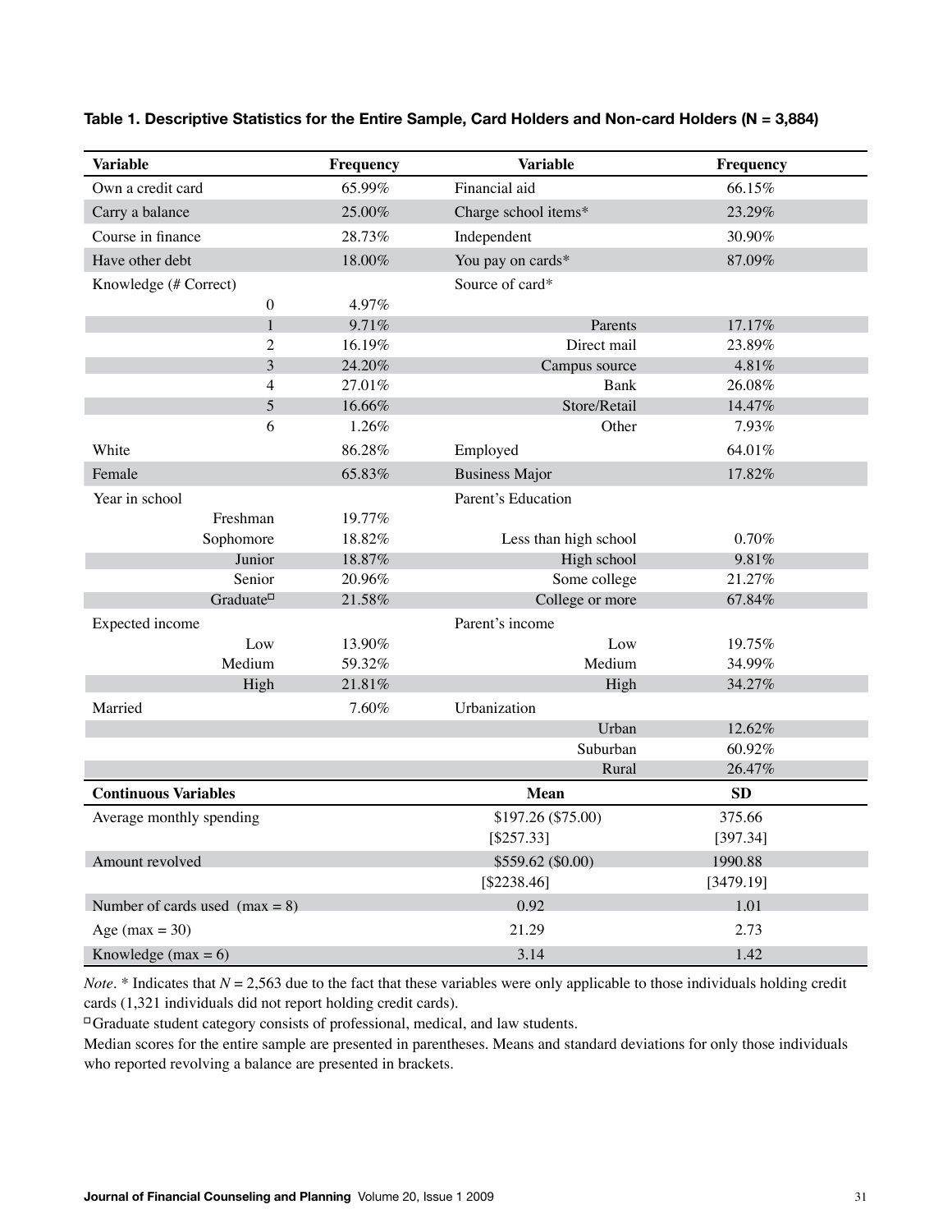**Table 1. Descriptive Statistics for the Entire Sample, Card Holders and Non-card Holders (N = 3,884)**

| Variable | Frequency | Variable | Frequency |
|---|---|---|---|
| Own a credit card | 65.99% | Financial aid | 66.15% |
| Carry a balance | 25.00% | Charge school items* | 23.29% |
| Course in finance | 28.73% | Independent | 30.90% |
| Have other debt | 18.00% | You pay on cards* | 87.09% |
| Knowledge (# Correct) | | Source of card* | |
| 0 | 4.97% | | |
| 1 | 9.71% | Parents | 17.17% |
| 2 | 16.19% | Direct mail | 23.89% |
| 3 | 24.20% | Campus source | 4.81% |
| 4 | 27.01% | Bank | 26.08% |
| 5 | 16.66% | Store/Retail | 14.47% |
| 6 | 1.26% | Other | 7.93% |
| White | 86.28% | Employed | 64.01% |
| Female | 65.83% | Business Major | 17.82% |
| Year in school | | Parent's Education | |
| Freshman | 19.77% | | |
| Sophomore | 18.82% | Less than high school | 0.70% |
| Junior | 18.87% | High school | 9.81% |
| Senior | 20.96% | Some college | 21.27% |
| Graduate□ | 21.58% | College or more | 67.84% |
| Expected income | | Parent's income | |
| Low | 13.90% | Low | 19.75% |
| Medium | 59.32% | Medium | 34.99% |
| High | 21.81% | High | 34.27% |
| Married | 7.60% | Urbanization | |
| | | Urban | 12.62% |
| | | Suburban | 60.92% |
| | | Rural | 26.47% |
| **Continuous Variables** | | **Mean** | **SD** |
| Average monthly spending | | $197.26 ($75.00) [$257.33] | 375.66 [397.34] |
| Amount revolved | | $559.62 ($0.00) [$2238.46] | 1990.88 [3479.19] |
| Number of cards used (max = 8) | | 0.92 | 1.01 |
| Age (max = 30) | | 21.29 | 2.73 |
| Knowledge (max = 6) | | 3.14 | 1.42 |

*Note*. * Indicates that $N$ = 2,563 due to the fact that these variables were only applicable to those individuals holding credit cards (1,321 individuals did not report holding credit cards).

□ Graduate student category consists of professional, medical, and law students.

Median scores for the entire sample are presented in parentheses. Means and standard deviations for only those individuals who reported revolving a balance are presented in brackets.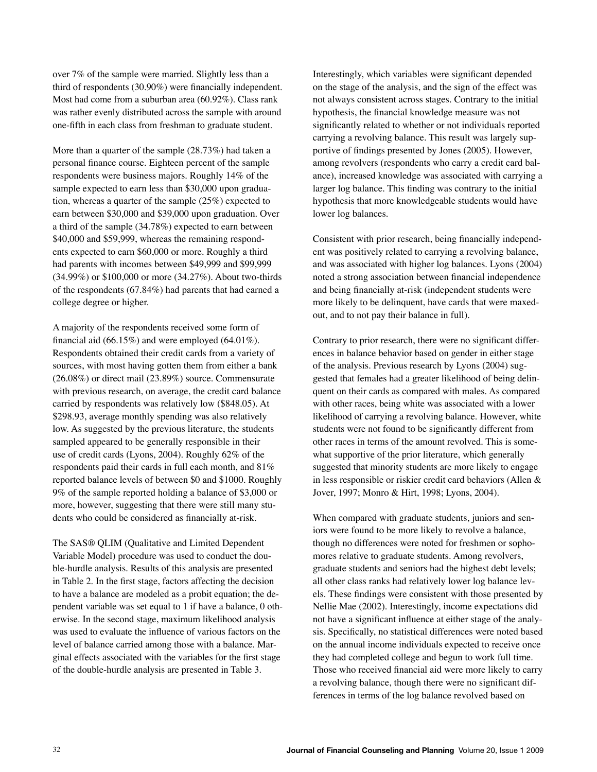over 7% of the sample were married. Slightly less than a third of respondents (30.90%) were financially independent. Most had come from a suburban area (60.92%). Class rank was rather evenly distributed across the sample with around one-fifth in each class from freshman to graduate student.

More than a quarter of the sample (28.73%) had taken a personal finance course. Eighteen percent of the sample respondents were business majors. Roughly 14% of the sample expected to earn less than $30,000 upon graduation, whereas a quarter of the sample (25%) expected to earn between $30,000 and $39,000 upon graduation. Over a third of the sample (34.78%) expected to earn between $40,000 and $59,999, whereas the remaining respondents expected to earn $60,000 or more. Roughly a third had parents with incomes between $49,999 and $99,999 (34.99%) or $100,000 or more (34.27%). About two-thirds of the respondents (67.84%) had parents that had earned a college degree or higher.

A majority of the respondents received some form of financial aid (66.15%) and were employed (64.01%). Respondents obtained their credit cards from a variety of sources, with most having gotten them from either a bank (26.08%) or direct mail (23.89%) source. Commensurate with previous research, on average, the credit card balance carried by respondents was relatively low ($848.05). At $298.93, average monthly spending was also relatively low. As suggested by the previous literature, the students sampled appeared to be generally responsible in their use of credit cards (Lyons, 2004). Roughly 62% of the respondents paid their cards in full each month, and 81% reported balance levels of between $0 and $1000. Roughly 9% of the sample reported holding a balance of $3,000 or more, however, suggesting that there were still many students who could be considered as financially at-risk.

The SAS® QLIM (Qualitative and Limited Dependent Variable Model) procedure was used to conduct the double-hurdle analysis. Results of this analysis are presented in Table 2. In the first stage, factors affecting the decision to have a balance are modeled as a probit equation; the dependent variable was set equal to 1 if have a balance, 0 otherwise. In the second stage, maximum likelihood analysis was used to evaluate the influence of various factors on the level of balance carried among those with a balance. Marginal effects associated with the variables for the first stage of the double-hurdle analysis are presented in Table 3.

Interestingly, which variables were significant depended on the stage of the analysis, and the sign of the effect was not always consistent across stages. Contrary to the initial hypothesis, the financial knowledge measure was not significantly related to whether or not individuals reported carrying a revolving balance. This result was largely supportive of findings presented by Jones (2005). However, among revolvers (respondents who carry a credit card balance), increased knowledge was associated with carrying a larger log balance. This finding was contrary to the initial hypothesis that more knowledgeable students would have lower log balances.

Consistent with prior research, being financially independent was positively related to carrying a revolving balance, and was associated with higher log balances. Lyons (2004) noted a strong association between financial independence and being financially at-risk (independent students were more likely to be delinquent, have cards that were maxed-out, and to not pay their balance in full).

Contrary to prior research, there were no significant differences in balance behavior based on gender in either stage of the analysis. Previous research by Lyons (2004) suggested that females had a greater likelihood of being delinquent on their cards as compared with males. As compared with other races, being white was associated with a lower likelihood of carrying a revolving balance. However, white students were not found to be significantly different from other races in terms of the amount revolved. This is somewhat supportive of the prior literature, which generally suggested that minority students are more likely to engage in less responsible or riskier credit card behaviors (Allen & Jover, 1997; Monro & Hirt, 1998; Lyons, 2004).

When compared with graduate students, juniors and seniors were found to be more likely to revolve a balance, though no differences were noted for freshmen or sophomores relative to graduate students. Among revolvers, graduate students and seniors had the highest debt levels; all other class ranks had relatively lower log balance levels. These findings were consistent with those presented by Nellie Mae (2002). Interestingly, income expectations did not have a significant influence at either stage of the analysis. Specifically, no statistical differences were noted based on the annual income individuals expected to receive once they had completed college and begun to work full time. Those who received financial aid were more likely to carry a revolving balance, though there were no significant differences in terms of the log balance revolved based on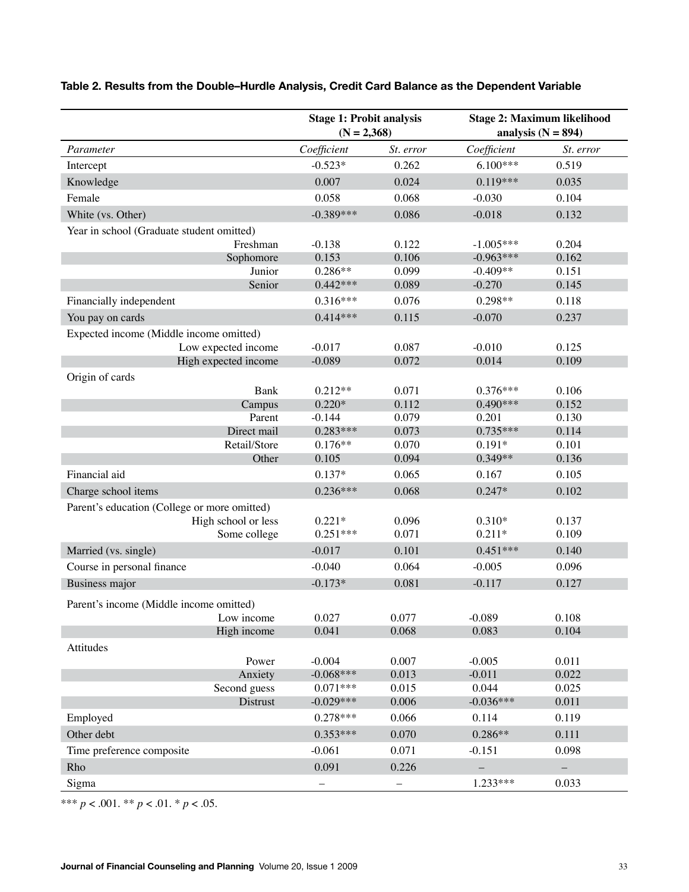**Table 2. Results from the Double–Hurdle Analysis, Credit Card Balance as the Dependent Variable**

| | Stage 1: Probit analysis (N = 2,368) | | Stage 2: Maximum likelihood analysis (N = 894) | |
|---|---|---|---|---|
| *Parameter* | *Coefficient* | *St. error* | *Coefficient* | *St. error* |
| Intercept | -0.523* | 0.262 | 6.100*** | 0.519 |
| Knowledge | 0.007 | 0.024 | 0.119*** | 0.035 |
| Female | 0.058 | 0.068 | -0.030 | 0.104 |
| White (vs. Other) | -0.389*** | 0.086 | -0.018 | 0.132 |
| Year in school (Graduate student omitted) | | | | |
| Freshman | -0.138 | 0.122 | -1.005*** | 0.204 |
| Sophomore | 0.153 | 0.106 | -0.963*** | 0.162 |
| Junior | 0.286** | 0.099 | -0.409** | 0.151 |
| Senior | 0.442*** | 0.089 | -0.270 | 0.145 |
| Financially independent | 0.316*** | 0.076 | 0.298** | 0.118 |
| You pay on cards | 0.414*** | 0.115 | -0.070 | 0.237 |
| Expected income (Middle income omitted) | | | | |
| Low expected income | -0.017 | 0.087 | -0.010 | 0.125 |
| High expected income | -0.089 | 0.072 | 0.014 | 0.109 |
| Origin of cards | | | | |
| Bank | 0.212** | 0.071 | 0.376*** | 0.106 |
| Campus | 0.220* | 0.112 | 0.490*** | 0.152 |
| Parent | -0.144 | 0.079 | 0.201 | 0.130 |
| Direct mail | 0.283*** | 0.073 | 0.735*** | 0.114 |
| Retail/Store | 0.176** | 0.070 | 0.191* | 0.101 |
| Other | 0.105 | 0.094 | 0.349** | 0.136 |
| Financial aid | 0.137* | 0.065 | 0.167 | 0.105 |
| Charge school items | 0.236*** | 0.068 | 0.247* | 0.102 |
| Parent's education (College or more omitted) | | | | |
| High school or less | 0.221* | 0.096 | 0.310* | 0.137 |
| Some college | 0.251*** | 0.071 | 0.211* | 0.109 |
| Married (vs. single) | -0.017 | 0.101 | 0.451*** | 0.140 |
| Course in personal finance | -0.040 | 0.064 | -0.005 | 0.096 |
| Business major | -0.173* | 0.081 | -0.117 | 0.127 |
| Parent's income (Middle income omitted) | | | | |
| Low income | 0.027 | 0.077 | -0.089 | 0.108 |
| High income | 0.041 | 0.068 | 0.083 | 0.104 |
| Attitudes | | | | |
| Power | -0.004 | 0.007 | -0.005 | 0.011 |
| Anxiety | -0.068*** | 0.013 | -0.011 | 0.022 |
| Second guess | 0.071*** | 0.015 | 0.044 | 0.025 |
| Distrust | -0.029*** | 0.006 | -0.036*** | 0.011 |
| Employed | 0.278*** | 0.066 | 0.114 | 0.119 |
| Other debt | 0.353*** | 0.070 | 0.286** | 0.111 |
| Time preference composite | -0.061 | 0.071 | -0.151 | 0.098 |
| Rho | 0.091 | 0.226 | – | – |
| Sigma | – | – | 1.233*** | 0.033 |

*** $p < .001$. ** $p < .01$. * $p < .05$.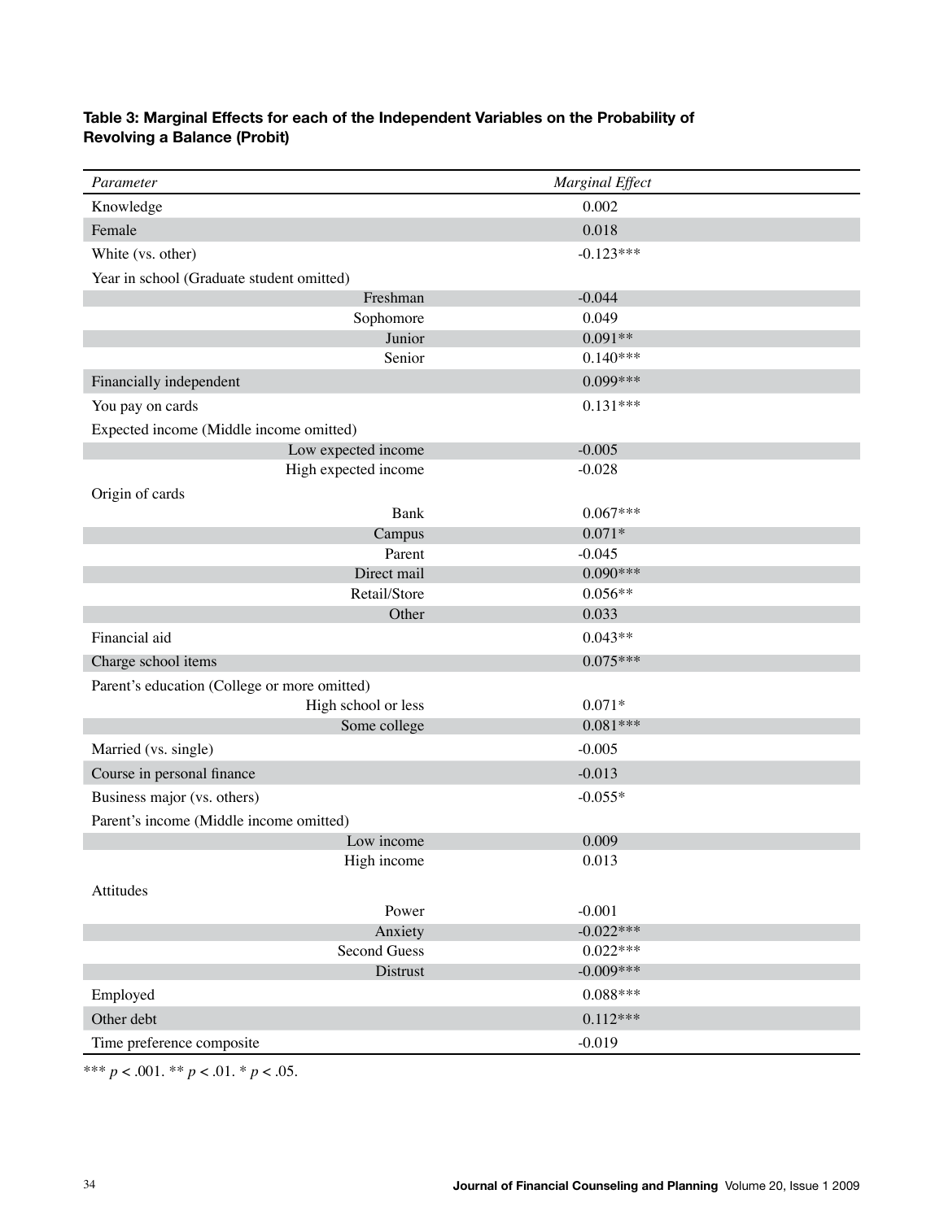**Table 3: Marginal Effects for each of the Independent Variables on the Probability of Revolving a Balance (Probit)**

| *Parameter* | *Marginal Effect* |
|---|---|
| Knowledge | 0.002 |
| Female | 0.018 |
| White (vs. other) | -0.123*** |
| Year in school (Graduate student omitted) | |
| Freshman | -0.044 |
| Sophomore | 0.049 |
| Junior | 0.091** |
| Senior | 0.140*** |
| Financially independent | 0.099*** |
| You pay on cards | 0.131*** |
| Expected income (Middle income omitted) | |
| Low expected income | -0.005 |
| High expected income | -0.028 |
| Origin of cards | |
| Bank | 0.067*** |
| Campus | 0.071* |
| Parent | -0.045 |
| Direct mail | 0.090*** |
| Retail/Store | 0.056** |
| Other | 0.033 |
| Financial aid | 0.043** |
| Charge school items | 0.075*** |
| Parent's education (College or more omitted) | |
| High school or less | 0.071* |
| Some college | 0.081*** |
| Married (vs. single) | -0.005 |
| Course in personal finance | -0.013 |
| Business major (vs. others) | -0.055* |
| Parent's income (Middle income omitted) | |
| Low income | 0.009 |
| High income | 0.013 |
| Attitudes | |
| Power | -0.001 |
| Anxiety | -0.022*** |
| Second Guess | 0.022*** |
| Distrust | -0.009*** |
| Employed | 0.088*** |
| Other debt | 0.112*** |
| Time preference composite | -0.019 |

*** $p < .001$. ** $p < .01$. * $p < .05$.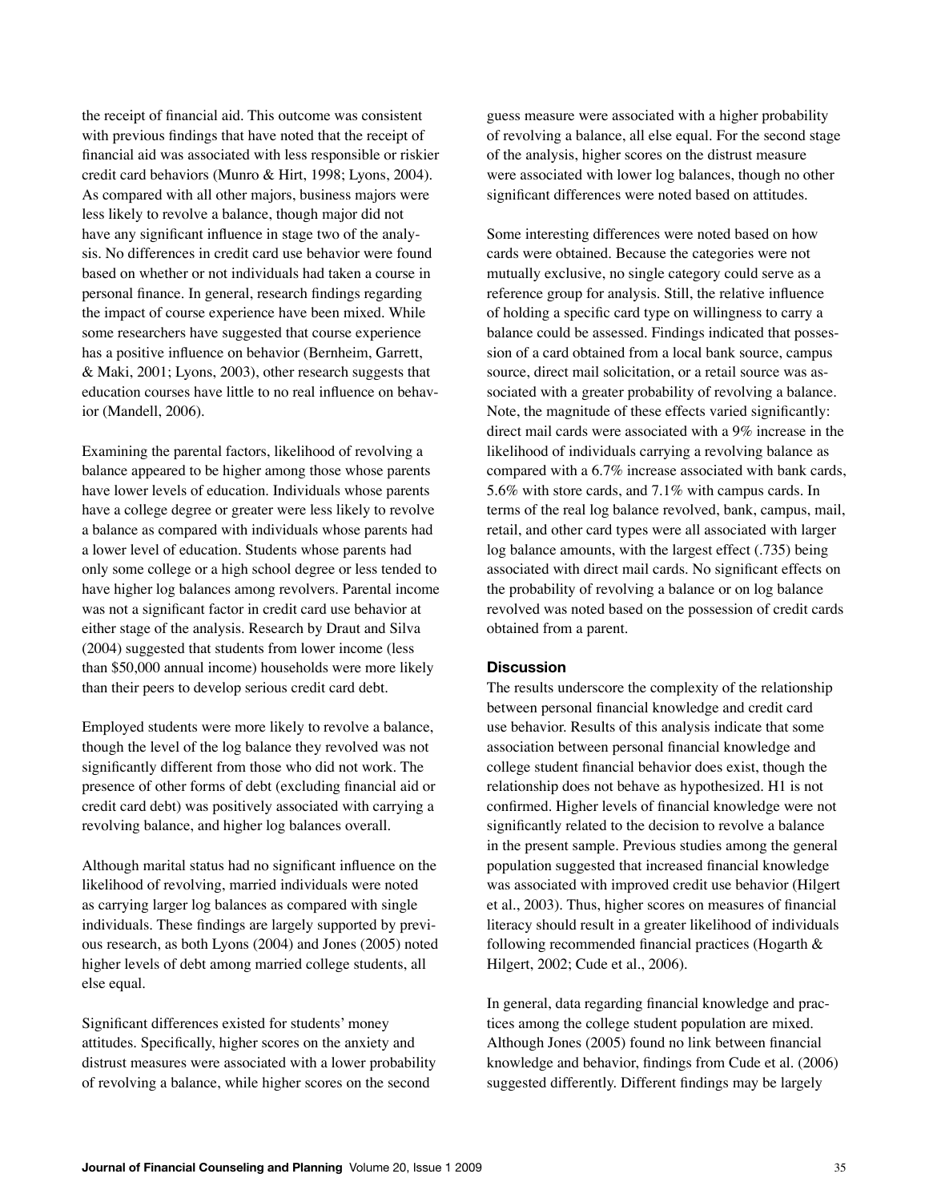the receipt of financial aid. This outcome was consistent with previous findings that have noted that the receipt of financial aid was associated with less responsible or riskier credit card behaviors (Munro & Hirt, 1998; Lyons, 2004). As compared with all other majors, business majors were less likely to revolve a balance, though major did not have any significant influence in stage two of the analysis. No differences in credit card use behavior were found based on whether or not individuals had taken a course in personal finance. In general, research findings regarding the impact of course experience have been mixed. While some researchers have suggested that course experience has a positive influence on behavior (Bernheim, Garrett, & Maki, 2001; Lyons, 2003), other research suggests that education courses have little to no real influence on behavior (Mandell, 2006).

Examining the parental factors, likelihood of revolving a balance appeared to be higher among those whose parents have lower levels of education. Individuals whose parents have a college degree or greater were less likely to revolve a balance as compared with individuals whose parents had a lower level of education. Students whose parents had only some college or a high school degree or less tended to have higher log balances among revolvers. Parental income was not a significant factor in credit card use behavior at either stage of the analysis. Research by Draut and Silva (2004) suggested that students from lower income (less than $50,000 annual income) households were more likely than their peers to develop serious credit card debt.

Employed students were more likely to revolve a balance, though the level of the log balance they revolved was not significantly different from those who did not work. The presence of other forms of debt (excluding financial aid or credit card debt) was positively associated with carrying a revolving balance, and higher log balances overall.

Although marital status had no significant influence on the likelihood of revolving, married individuals were noted as carrying larger log balances as compared with single individuals. These findings are largely supported by previous research, as both Lyons (2004) and Jones (2005) noted higher levels of debt among married college students, all else equal.

Significant differences existed for students' money attitudes. Specifically, higher scores on the anxiety and distrust measures were associated with a lower probability of revolving a balance, while higher scores on the second guess measure were associated with a higher probability of revolving a balance, all else equal. For the second stage of the analysis, higher scores on the distrust measure were associated with lower log balances, though no other significant differences were noted based on attitudes.

Some interesting differences were noted based on how cards were obtained. Because the categories were not mutually exclusive, no single category could serve as a reference group for analysis. Still, the relative influence of holding a specific card type on willingness to carry a balance could be assessed. Findings indicated that possession of a card obtained from a local bank source, campus source, direct mail solicitation, or a retail source was associated with a greater probability of revolving a balance. Note, the magnitude of these effects varied significantly: direct mail cards were associated with a 9% increase in the likelihood of individuals carrying a revolving balance as compared with a 6.7% increase associated with bank cards, 5.6% with store cards, and 7.1% with campus cards. In terms of the real log balance revolved, bank, campus, mail, retail, and other card types were all associated with larger log balance amounts, with the largest effect (.735) being associated with direct mail cards. No significant effects on the probability of revolving a balance or on log balance revolved was noted based on the possession of credit cards obtained from a parent.

### Discussion

The results underscore the complexity of the relationship between personal financial knowledge and credit card use behavior. Results of this analysis indicate that some association between personal financial knowledge and college student financial behavior does exist, though the relationship does not behave as hypothesized. H1 is not confirmed. Higher levels of financial knowledge were not significantly related to the decision to revolve a balance in the present sample. Previous studies among the general population suggested that increased financial knowledge was associated with improved credit use behavior (Hilgert et al., 2003). Thus, higher scores on measures of financial literacy should result in a greater likelihood of individuals following recommended financial practices (Hogarth & Hilgert, 2002; Cude et al., 2006).

In general, data regarding financial knowledge and practices among the college student population are mixed. Although Jones (2005) found no link between financial knowledge and behavior, findings from Cude et al. (2006) suggested differently. Different findings may be largely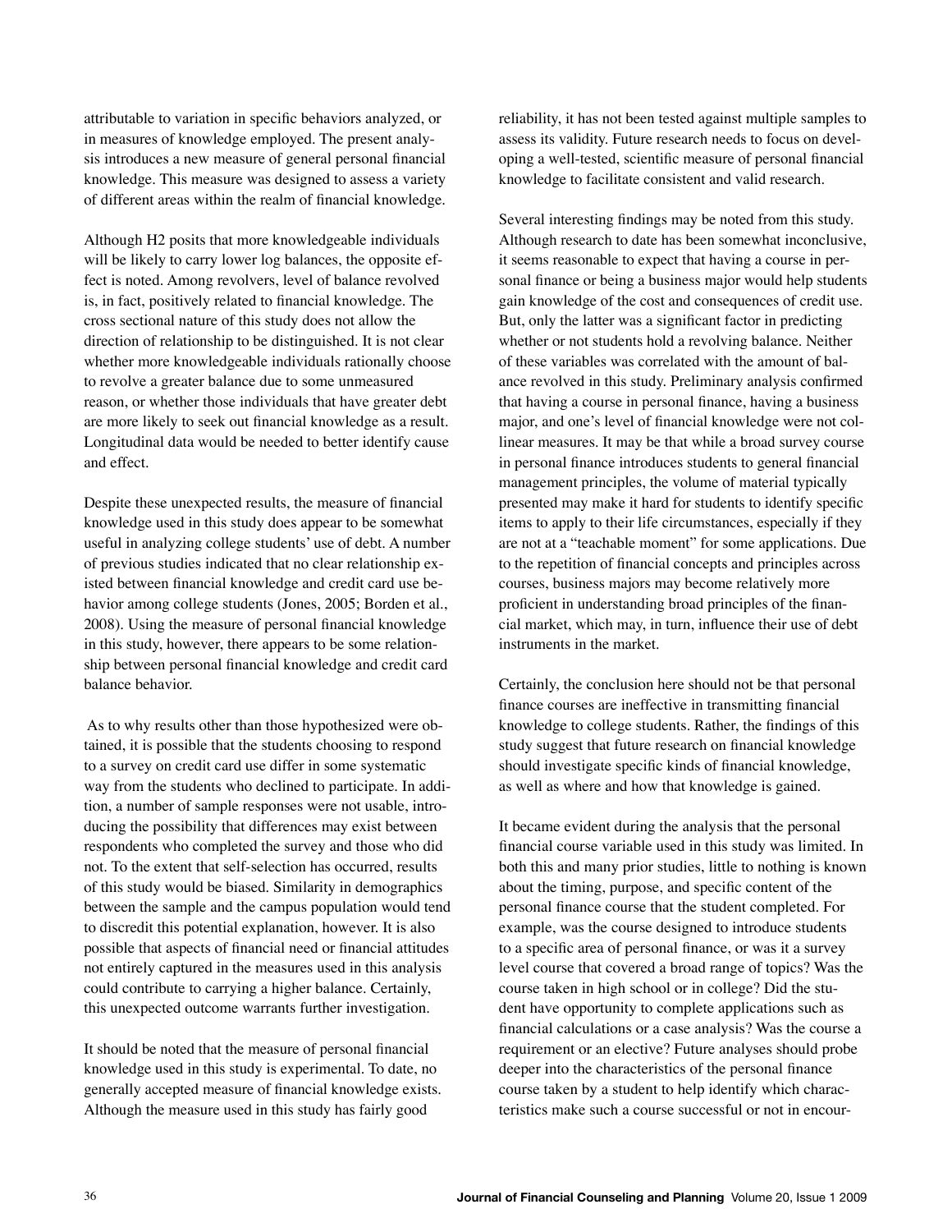attributable to variation in specific behaviors analyzed, or in measures of knowledge employed. The present analysis introduces a new measure of general personal financial knowledge. This measure was designed to assess a variety of different areas within the realm of financial knowledge.

Although H2 posits that more knowledgeable individuals will be likely to carry lower log balances, the opposite effect is noted. Among revolvers, level of balance revolved is, in fact, positively related to financial knowledge. The cross sectional nature of this study does not allow the direction of relationship to be distinguished. It is not clear whether more knowledgeable individuals rationally choose to revolve a greater balance due to some unmeasured reason, or whether those individuals that have greater debt are more likely to seek out financial knowledge as a result. Longitudinal data would be needed to better identify cause and effect.

Despite these unexpected results, the measure of financial knowledge used in this study does appear to be somewhat useful in analyzing college students' use of debt. A number of previous studies indicated that no clear relationship existed between financial knowledge and credit card use behavior among college students (Jones, 2005; Borden et al., 2008). Using the measure of personal financial knowledge in this study, however, there appears to be some relationship between personal financial knowledge and credit card balance behavior.

As to why results other than those hypothesized were obtained, it is possible that the students choosing to respond to a survey on credit card use differ in some systematic way from the students who declined to participate. In addition, a number of sample responses were not usable, introducing the possibility that differences may exist between respondents who completed the survey and those who did not. To the extent that self-selection has occurred, results of this study would be biased. Similarity in demographics between the sample and the campus population would tend to discredit this potential explanation, however. It is also possible that aspects of financial need or financial attitudes not entirely captured in the measures used in this analysis could contribute to carrying a higher balance. Certainly, this unexpected outcome warrants further investigation.

It should be noted that the measure of personal financial knowledge used in this study is experimental. To date, no generally accepted measure of financial knowledge exists. Although the measure used in this study has fairly good reliability, it has not been tested against multiple samples to assess its validity. Future research needs to focus on developing a well-tested, scientific measure of personal financial knowledge to facilitate consistent and valid research.

Several interesting findings may be noted from this study. Although research to date has been somewhat inconclusive, it seems reasonable to expect that having a course in personal finance or being a business major would help students gain knowledge of the cost and consequences of credit use. But, only the latter was a significant factor in predicting whether or not students hold a revolving balance. Neither of these variables was correlated with the amount of balance revolved in this study. Preliminary analysis confirmed that having a course in personal finance, having a business major, and one's level of financial knowledge were not collinear measures. It may be that while a broad survey course in personal finance introduces students to general financial management principles, the volume of material typically presented may make it hard for students to identify specific items to apply to their life circumstances, especially if they are not at a "teachable moment" for some applications. Due to the repetition of financial concepts and principles across courses, business majors may become relatively more proficient in understanding broad principles of the financial market, which may, in turn, influence their use of debt instruments in the market.

Certainly, the conclusion here should not be that personal finance courses are ineffective in transmitting financial knowledge to college students. Rather, the findings of this study suggest that future research on financial knowledge should investigate specific kinds of financial knowledge, as well as where and how that knowledge is gained.

It became evident during the analysis that the personal financial course variable used in this study was limited. In both this and many prior studies, little to nothing is known about the timing, purpose, and specific content of the personal finance course that the student completed. For example, was the course designed to introduce students to a specific area of personal finance, or was it a survey level course that covered a broad range of topics? Was the course taken in high school or in college? Did the student have opportunity to complete applications such as financial calculations or a case analysis? Was the course a requirement or an elective? Future analyses should probe deeper into the characteristics of the personal finance course taken by a student to help identify which characteristics make such a course successful or not in encour-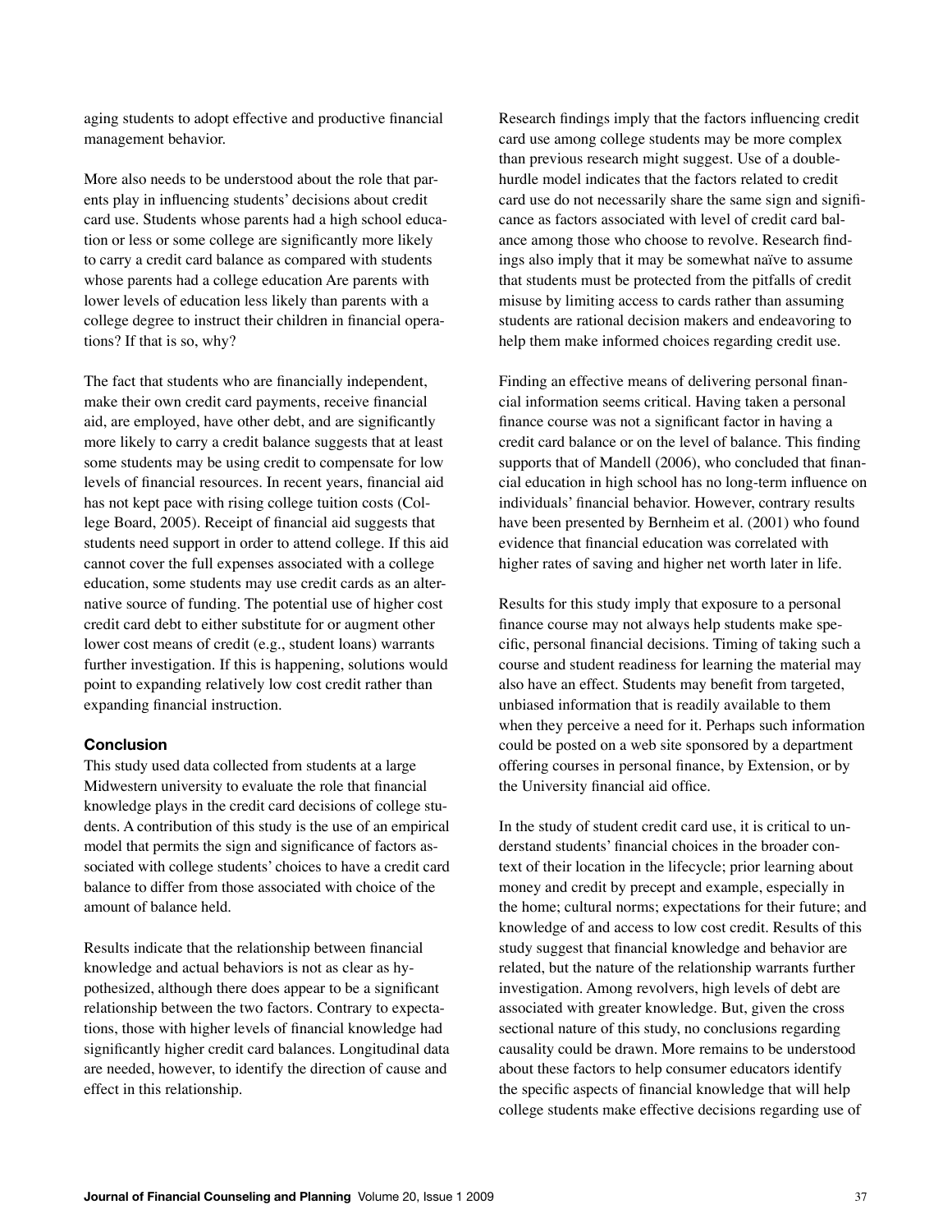aging students to adopt effective and productive financial management behavior.

More also needs to be understood about the role that parents play in influencing students' decisions about credit card use. Students whose parents had a high school education or less or some college are significantly more likely to carry a credit card balance as compared with students whose parents had a college education Are parents with lower levels of education less likely than parents with a college degree to instruct their children in financial operations? If that is so, why?

The fact that students who are financially independent, make their own credit card payments, receive financial aid, are employed, have other debt, and are significantly more likely to carry a credit balance suggests that at least some students may be using credit to compensate for low levels of financial resources. In recent years, financial aid has not kept pace with rising college tuition costs (College Board, 2005). Receipt of financial aid suggests that students need support in order to attend college. If this aid cannot cover the full expenses associated with a college education, some students may use credit cards as an alternative source of funding. The potential use of higher cost credit card debt to either substitute for or augment other lower cost means of credit (e.g., student loans) warrants further investigation. If this is happening, solutions would point to expanding relatively low cost credit rather than expanding financial instruction.

### Conclusion

This study used data collected from students at a large Midwestern university to evaluate the role that financial knowledge plays in the credit card decisions of college students. A contribution of this study is the use of an empirical model that permits the sign and significance of factors associated with college students' choices to have a credit card balance to differ from those associated with choice of the amount of balance held.

Results indicate that the relationship between financial knowledge and actual behaviors is not as clear as hypothesized, although there does appear to be a significant relationship between the two factors. Contrary to expectations, those with higher levels of financial knowledge had significantly higher credit card balances. Longitudinal data are needed, however, to identify the direction of cause and effect in this relationship.

Research findings imply that the factors influencing credit card use among college students may be more complex than previous research might suggest. Use of a double-hurdle model indicates that the factors related to credit card use do not necessarily share the same sign and significance as factors associated with level of credit card balance among those who choose to revolve. Research findings also imply that it may be somewhat naïve to assume that students must be protected from the pitfalls of credit misuse by limiting access to cards rather than assuming students are rational decision makers and endeavoring to help them make informed choices regarding credit use.

Finding an effective means of delivering personal financial information seems critical. Having taken a personal finance course was not a significant factor in having a credit card balance or on the level of balance. This finding supports that of Mandell (2006), who concluded that financial education in high school has no long-term influence on individuals' financial behavior. However, contrary results have been presented by Bernheim et al. (2001) who found evidence that financial education was correlated with higher rates of saving and higher net worth later in life.

Results for this study imply that exposure to a personal finance course may not always help students make specific, personal financial decisions. Timing of taking such a course and student readiness for learning the material may also have an effect. Students may benefit from targeted, unbiased information that is readily available to them when they perceive a need for it. Perhaps such information could be posted on a web site sponsored by a department offering courses in personal finance, by Extension, or by the University financial aid office.

In the study of student credit card use, it is critical to understand students' financial choices in the broader context of their location in the lifecycle; prior learning about money and credit by precept and example, especially in the home; cultural norms; expectations for their future; and knowledge of and access to low cost credit. Results of this study suggest that financial knowledge and behavior are related, but the nature of the relationship warrants further investigation. Among revolvers, high levels of debt are associated with greater knowledge. But, given the cross sectional nature of this study, no conclusions regarding causality could be drawn. More remains to be understood about these factors to help consumer educators identify the specific aspects of financial knowledge that will help college students make effective decisions regarding use of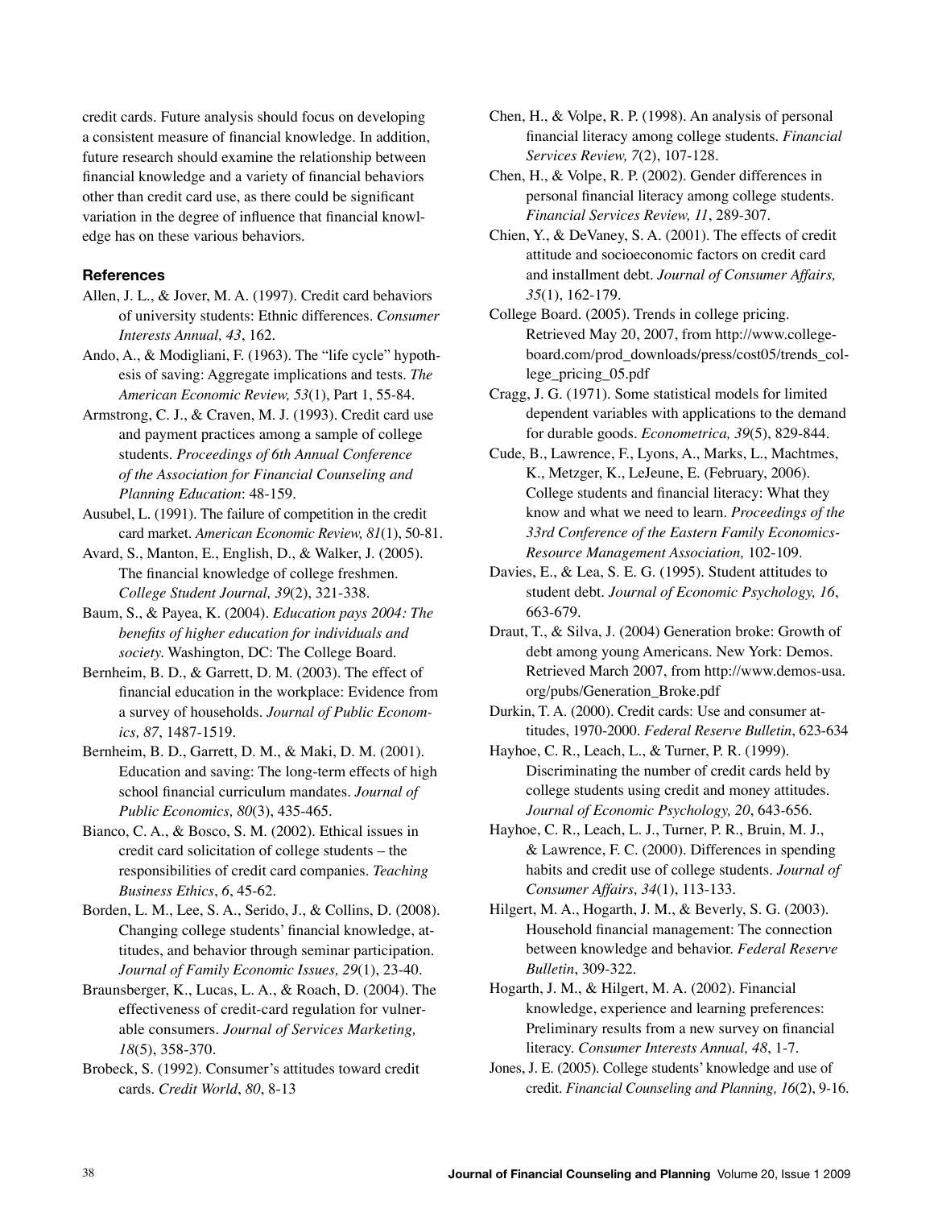credit cards. Future analysis should focus on developing a consistent measure of financial knowledge. In addition, future research should examine the relationship between financial knowledge and a variety of financial behaviors other than credit card use, as there could be significant variation in the degree of influence that financial knowledge has on these various behaviors.

### References

Allen, J. L., & Jover, M. A. (1997). Credit card behaviors of university students: Ethnic differences. *Consumer Interests Annual, 43*, 162.

Ando, A., & Modigliani, F. (1963). The "life cycle" hypothesis of saving: Aggregate implications and tests. *The American Economic Review, 53*(1), Part 1, 55-84.

Armstrong, C. J., & Craven, M. J. (1993). Credit card use and payment practices among a sample of college students. *Proceedings of 6th Annual Conference of the Association for Financial Counseling and Planning Education*: 48-159.

Ausubel, L. (1991). The failure of competition in the credit card market. *American Economic Review, 81*(1), 50-81.

Avard, S., Manton, E., English, D., & Walker, J. (2005). The financial knowledge of college freshmen. *College Student Journal, 39*(2), 321-338.

Baum, S., & Payea, K. (2004). *Education pays 2004: The benefits of higher education for individuals and society.* Washington, DC: The College Board.

Bernheim, B. D., & Garrett, D. M. (2003). The effect of financial education in the workplace: Evidence from a survey of households. *Journal of Public Economics, 87*, 1487-1519.

Bernheim, B. D., Garrett, D. M., & Maki, D. M. (2001). Education and saving: The long-term effects of high school financial curriculum mandates. *Journal of Public Economics, 80*(3), 435-465.

Bianco, C. A., & Bosco, S. M. (2002). Ethical issues in credit card solicitation of college students – the responsibilities of credit card companies. *Teaching Business Ethics*, *6*, 45-62.

Borden, L. M., Lee, S. A., Serido, J., & Collins, D. (2008). Changing college students' financial knowledge, attitudes, and behavior through seminar participation. *Journal of Family Economic Issues, 29*(1), 23-40.

Braunsberger, K., Lucas, L. A., & Roach, D. (2004). The effectiveness of credit-card regulation for vulnerable consumers. *Journal of Services Marketing, 18*(5), 358-370.

Brobeck, S. (1992). Consumer's attitudes toward credit cards. *Credit World*, *80*, 8-13

Chen, H., & Volpe, R. P. (1998). An analysis of personal financial literacy among college students. *Financial Services Review, 7*(2), 107-128.

Chen, H., & Volpe, R. P. (2002). Gender differences in personal financial literacy among college students. *Financial Services Review, 11*, 289-307.

Chien, Y., & DeVaney, S. A. (2001). The effects of credit attitude and socioeconomic factors on credit card and installment debt. *Journal of Consumer Affairs, 35*(1), 162-179.

College Board. (2005). Trends in college pricing. Retrieved May 20, 2007, from http://www.collegeboard.com/prod_downloads/press/cost05/trends_college_pricing_05.pdf

Cragg, J. G. (1971). Some statistical models for limited dependent variables with applications to the demand for durable goods. *Econometrica, 39*(5), 829-844.

Cude, B., Lawrence, F., Lyons, A., Marks, L., Machtmes, K., Metzger, K., LeJeune, E. (February, 2006). College students and financial literacy: What they know and what we need to learn. *Proceedings of the 33rd Conference of the Eastern Family Economics-Resource Management Association,* 102-109.

Davies, E., & Lea, S. E. G. (1995). Student attitudes to student debt. *Journal of Economic Psychology, 16*, 663-679.

Draut, T., & Silva, J. (2004) Generation broke: Growth of debt among young Americans. New York: Demos. Retrieved March 2007, from http://www.demos-usa.org/pubs/Generation_Broke.pdf

Durkin, T. A. (2000). Credit cards: Use and consumer attitudes, 1970-2000. *Federal Reserve Bulletin*, 623-634

Hayhoe, C. R., Leach, L., & Turner, P. R. (1999). Discriminating the number of credit cards held by college students using credit and money attitudes. *Journal of Economic Psychology, 20*, 643-656.

Hayhoe, C. R., Leach, L. J., Turner, P. R., Bruin, M. J., & Lawrence, F. C. (2000). Differences in spending habits and credit use of college students. *Journal of Consumer Affairs, 34*(1), 113-133.

Hilgert, M. A., Hogarth, J. M., & Beverly, S. G. (2003). Household financial management: The connection between knowledge and behavior. *Federal Reserve Bulletin*, 309-322.

Hogarth, J. M., & Hilgert, M. A. (2002). Financial knowledge, experience and learning preferences: Preliminary results from a new survey on financial literacy. *Consumer Interests Annual, 48*, 1-7.

Jones, J. E. (2005). College students' knowledge and use of credit. *Financial Counseling and Planning, 16*(2), 9-16.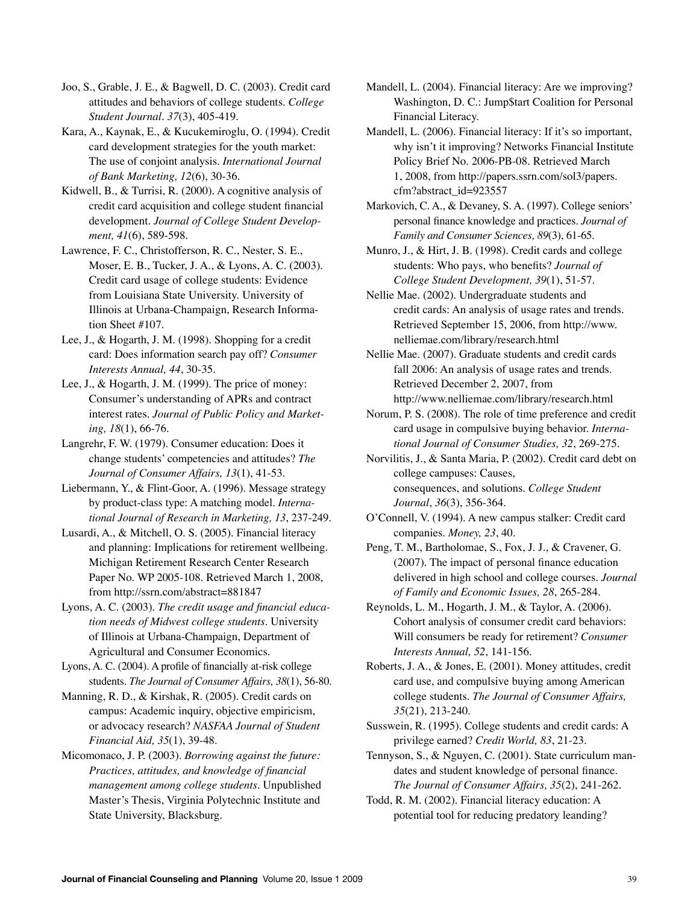Joo, S., Grable, J. E., & Bagwell, D. C. (2003). Credit card attitudes and behaviors of college students. *College Student Journal*. *37*(3), 405-419.

Kara, A., Kaynak, E., & Kucukemiroglu, O. (1994). Credit card development strategies for the youth market: The use of conjoint analysis. *International Journal of Bank Marketing, 12*(6), 30-36.

Kidwell, B., & Turrisi, R. (2000). A cognitive analysis of credit card acquisition and college student financial development. *Journal of College Student Development, 41*(6), 589-598.

Lawrence, F. C., Christofferson, R. C., Nester, S. E., Moser, E. B., Tucker, J. A., & Lyons, A. C. (2003). Credit card usage of college students: Evidence from Louisiana State University. University of Illinois at Urbana-Champaign, Research Information Sheet #107.

Lee, J., & Hogarth, J. M. (1998). Shopping for a credit card: Does information search pay off? *Consumer Interests Annual, 44*, 30-35.

Lee, J., & Hogarth, J. M. (1999). The price of money: Consumer's understanding of APRs and contract interest rates. *Journal of Public Policy and Marketing, 18*(1), 66-76.

Langrehr, F. W. (1979). Consumer education: Does it change students' competencies and attitudes? *The Journal of Consumer Affairs, 13*(1), 41-53.

Liebermann, Y., & Flint-Goor, A. (1996). Message strategy by product-class type: A matching model. *International Journal of Research in Marketing, 13*, 237-249.

Lusardi, A., & Mitchell, O. S. (2005). Financial literacy and planning: Implications for retirement wellbeing. Michigan Retirement Research Center Research Paper No. WP 2005-108. Retrieved March 1, 2008, from http://ssrn.com/abstract=881847

Lyons, A. C. (2003). *The credit usage and financial education needs of Midwest college students*. University of Illinois at Urbana-Champaign, Department of Agricultural and Consumer Economics.

Lyons, A. C. (2004). A profile of financially at-risk college students. *The Journal of Consumer Affairs, 38*(1), 56-80.

Manning, R. D., & Kirshak, R. (2005). Credit cards on campus: Academic inquiry, objective empiricism, or advocacy research? *NASFAA Journal of Student Financial Aid, 35*(1), 39-48.

Micomonaco, J. P. (2003). *Borrowing against the future: Practices, attitudes, and knowledge of financial management among college students*. Unpublished Master's Thesis, Virginia Polytechnic Institute and State University, Blacksburg.

Mandell, L. (2004). Financial literacy: Are we improving? Washington, D. C.: Jump$tart Coalition for Personal Financial Literacy.

Mandell, L. (2006). Financial literacy: If it's so important, why isn't it improving? Networks Financial Institute Policy Brief No. 2006-PB-08. Retrieved March 1, 2008, from http://papers.ssrn.com/sol3/papers.cfm?abstract_id=923557

Markovich, C. A., & Devaney, S. A. (1997). College seniors' personal finance knowledge and practices. *Journal of Family and Consumer Sciences, 89*(3), 61-65.

Munro, J., & Hirt, J. B. (1998). Credit cards and college students: Who pays, who benefits? *Journal of College Student Development, 39*(1), 51-57.

Nellie Mae. (2002). Undergraduate students and credit cards: An analysis of usage rates and trends. Retrieved September 15, 2006, from http://www.nelliemae.com/library/research.html

Nellie Mae. (2007). Graduate students and credit cards fall 2006: An analysis of usage rates and trends. Retrieved December 2, 2007, from http://www.nelliemae.com/library/research.html

Norum, P. S. (2008). The role of time preference and credit card usage in compulsive buying behavior. *International Journal of Consumer Studies, 32*, 269-275.

Norvilitis, J., & Santa Maria, P. (2002). Credit card debt on college campuses: Causes, consequences, and solutions. *College Student Journal*, *36*(3), 356-364.

O'Connell, V. (1994). A new campus stalker: Credit card companies. *Money, 23*, 40.

Peng, T. M., Bartholomae, S., Fox, J. J., & Cravener, G. (2007). The impact of personal finance education delivered in high school and college courses. *Journal of Family and Economic Issues, 28*, 265-284.

Reynolds, L. M., Hogarth, J. M., & Taylor, A. (2006). Cohort analysis of consumer credit card behaviors: Will consumers be ready for retirement? *Consumer Interests Annual, 52*, 141-156.

Roberts, J. A., & Jones, E. (2001). Money attitudes, credit card use, and compulsive buying among American college students. *The Journal of Consumer Affairs, 35*(21), 213-240.

Susswein, R. (1995). College students and credit cards: A privilege earned? *Credit World, 83*, 21-23.

Tennyson, S., & Nguyen, C. (2001). State curriculum mandates and student knowledge of personal finance. *The Journal of Consumer Affairs, 35*(2), 241-262.

Todd, R. M. (2002). Financial literacy education: A potential tool for reducing predatory leanding?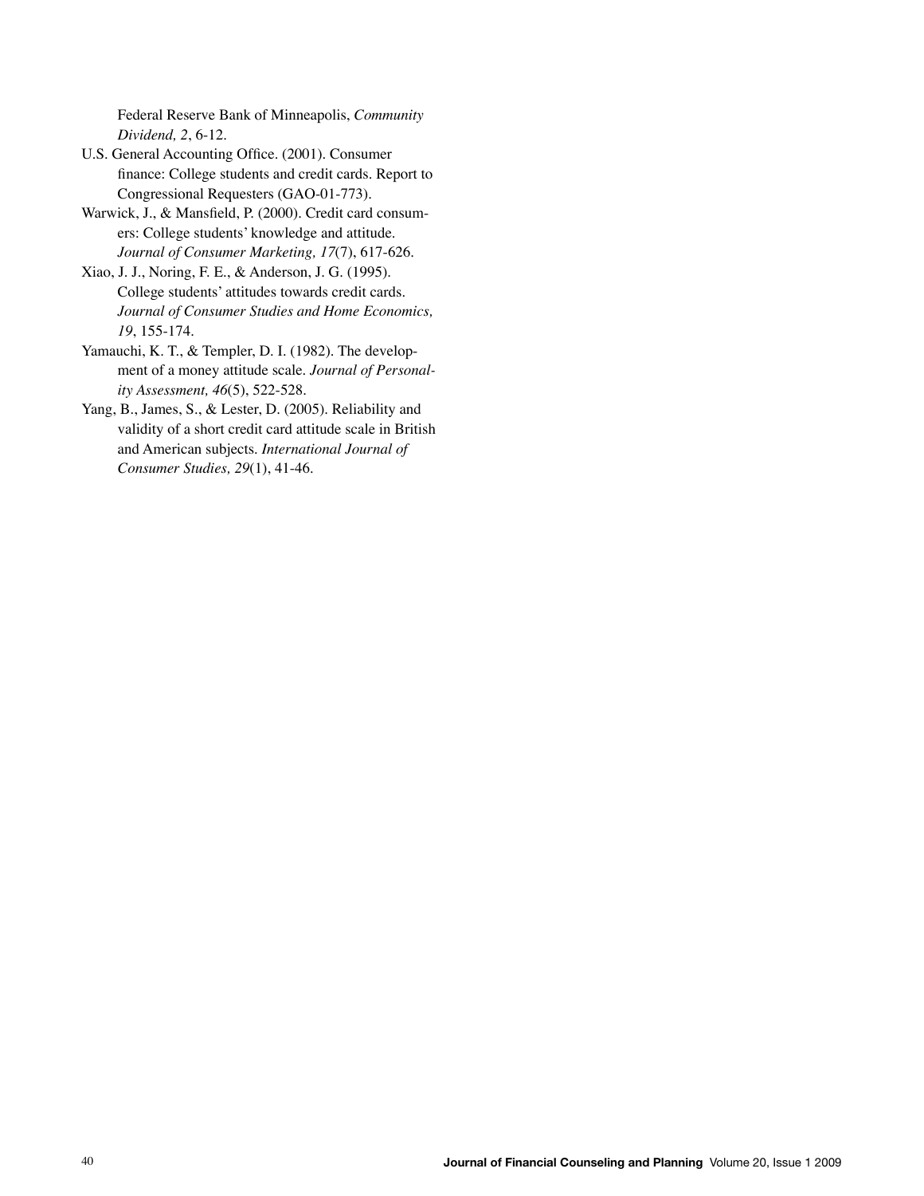Federal Reserve Bank of Minneapolis, *Community Dividend, 2*, 6-12.

U.S. General Accounting Office. (2001). Consumer finance: College students and credit cards. Report to Congressional Requesters (GAO-01-773).

Warwick, J., & Mansfield, P. (2000). Credit card consumers: College students' knowledge and attitude. *Journal of Consumer Marketing, 17*(7), 617-626.

Xiao, J. J., Noring, F. E., & Anderson, J. G. (1995). College students' attitudes towards credit cards. *Journal of Consumer Studies and Home Economics, 19*, 155-174.

Yamauchi, K. T., & Templer, D. I. (1982). The development of a money attitude scale. *Journal of Personality Assessment, 46*(5), 522-528.

Yang, B., James, S., & Lester, D. (2005). Reliability and validity of a short credit card attitude scale in British and American subjects. *International Journal of Consumer Studies, 29*(1), 41-46.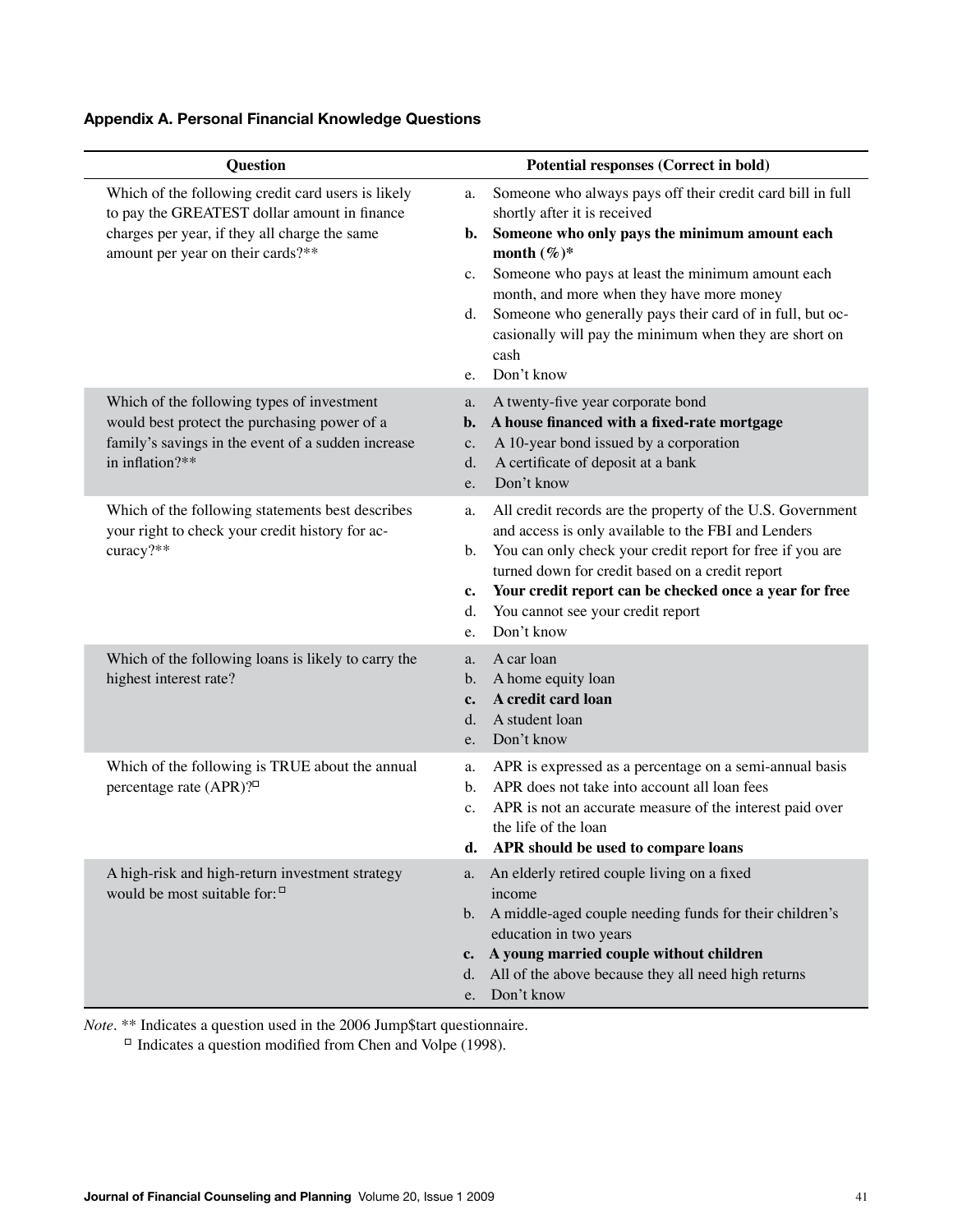**Appendix A. Personal Financial Knowledge Questions**

| Question | Potential responses (Correct in bold) |
|---|---|
| Which of the following credit card users is likely to pay the GREATEST dollar amount in finance charges per year, if they all charge the same amount per year on their cards?** | a. Someone who always pays off their credit card bill in full shortly after it is received<br>**b. Someone who only pays the minimum amount each month (%)***<br>c. Someone who pays at least the minimum amount each month, and more when they have more money<br>d. Someone who generally pays their card of in full, but occasionally will pay the minimum when they are short on cash<br>e. Don't know |
| Which of the following types of investment would best protect the purchasing power of a family's savings in the event of a sudden increase in inflation?** | a. A twenty-five year corporate bond<br>**b. A house financed with a fixed-rate mortgage**<br>c. A 10-year bond issued by a corporation<br>d. A certificate of deposit at a bank<br>e. Don't know |
| Which of the following statements best describes your right to check your credit history for accuracy?** | a. All credit records are the property of the U.S. Government and access is only available to the FBI and Lenders<br>b. You can only check your credit report for free if you are turned down for credit based on a credit report<br>**c. Your credit report can be checked once a year for free**<br>d. You cannot see your credit report<br>e. Don't know |
| Which of the following loans is likely to carry the highest interest rate? | a. A car loan<br>b. A home equity loan<br>**c. A credit card loan**<br>d. A student loan<br>e. Don't know |
| Which of the following is TRUE about the annual percentage rate (APR)?□ | a. APR is expressed as a percentage on a semi-annual basis<br>b. APR does not take into account all loan fees<br>c. APR is not an accurate measure of the interest paid over the life of the loan<br>**d. APR should be used to compare loans** |
| A high-risk and high-return investment strategy would be most suitable for: □ | a. An elderly retired couple living on a fixed income<br>b. A middle-aged couple needing funds for their children's education in two years<br>**c. A young married couple without children**<br>d. All of the above because they all need high returns<br>e. Don't know |

*Note*. ** Indicates a question used in the 2006 Jump$tart questionnaire.
□ Indicates a question modified from Chen and Volpe (1998).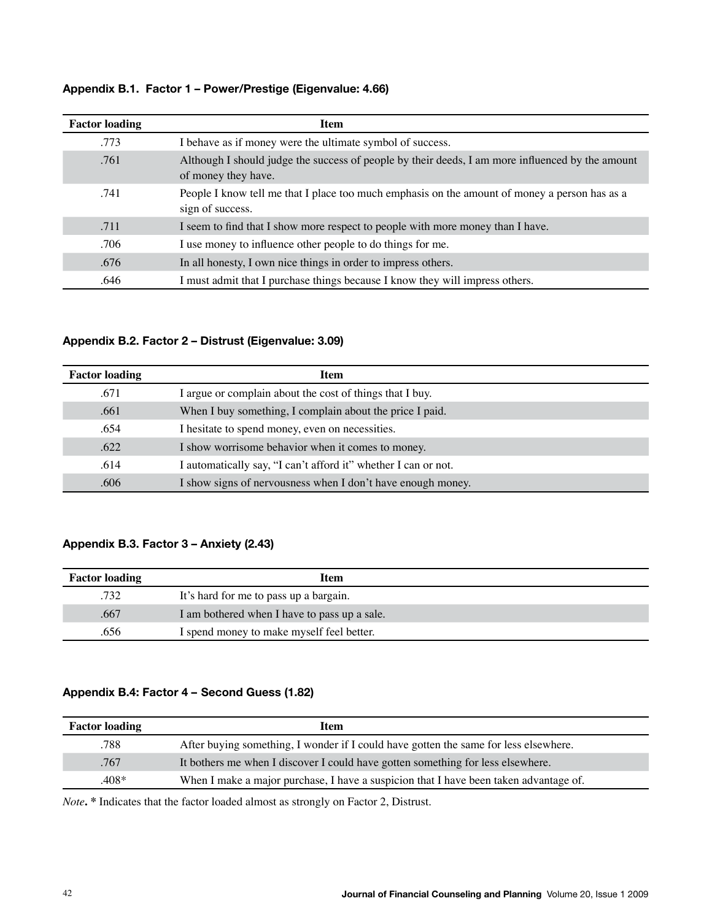**Appendix B.1. Factor 1 – Power/Prestige (Eigenvalue: 4.66)**

| Factor loading | Item |
|---|---|
| .773 | I behave as if money were the ultimate symbol of success. |
| .761 | Although I should judge the success of people by their deeds, I am more influenced by the amount of money they have. |
| .741 | People I know tell me that I place too much emphasis on the amount of money a person has as a sign of success. |
| .711 | I seem to find that I show more respect to people with more money than I have. |
| .706 | I use money to influence other people to do things for me. |
| .676 | In all honesty, I own nice things in order to impress others. |
| .646 | I must admit that I purchase things because I know they will impress others. |

**Appendix B.2. Factor 2 – Distrust (Eigenvalue: 3.09)**

| Factor loading | Item |
|---|---|
| .671 | I argue or complain about the cost of things that I buy. |
| .661 | When I buy something, I complain about the price I paid. |
| .654 | I hesitate to spend money, even on necessities. |
| .622 | I show worrisome behavior when it comes to money. |
| .614 | I automatically say, "I can't afford it" whether I can or not. |
| .606 | I show signs of nervousness when I don't have enough money. |

**Appendix B.3. Factor 3 – Anxiety (2.43)**

| Factor loading | Item |
|---|---|
| .732 | It's hard for me to pass up a bargain. |
| .667 | I am bothered when I have to pass up a sale. |
| .656 | I spend money to make myself feel better. |

**Appendix B.4: Factor 4 – Second Guess (1.82)**

| Factor loading | Item |
|---|---|
| .788 | After buying something, I wonder if I could have gotten the same for less elsewhere. |
| .767 | It bothers me when I discover I could have gotten something for less elsewhere. |
| .408* | When I make a major purchase, I have a suspicion that I have been taken advantage of. |

*Note*. * Indicates that the factor loaded almost as strongly on Factor 2, Distrust.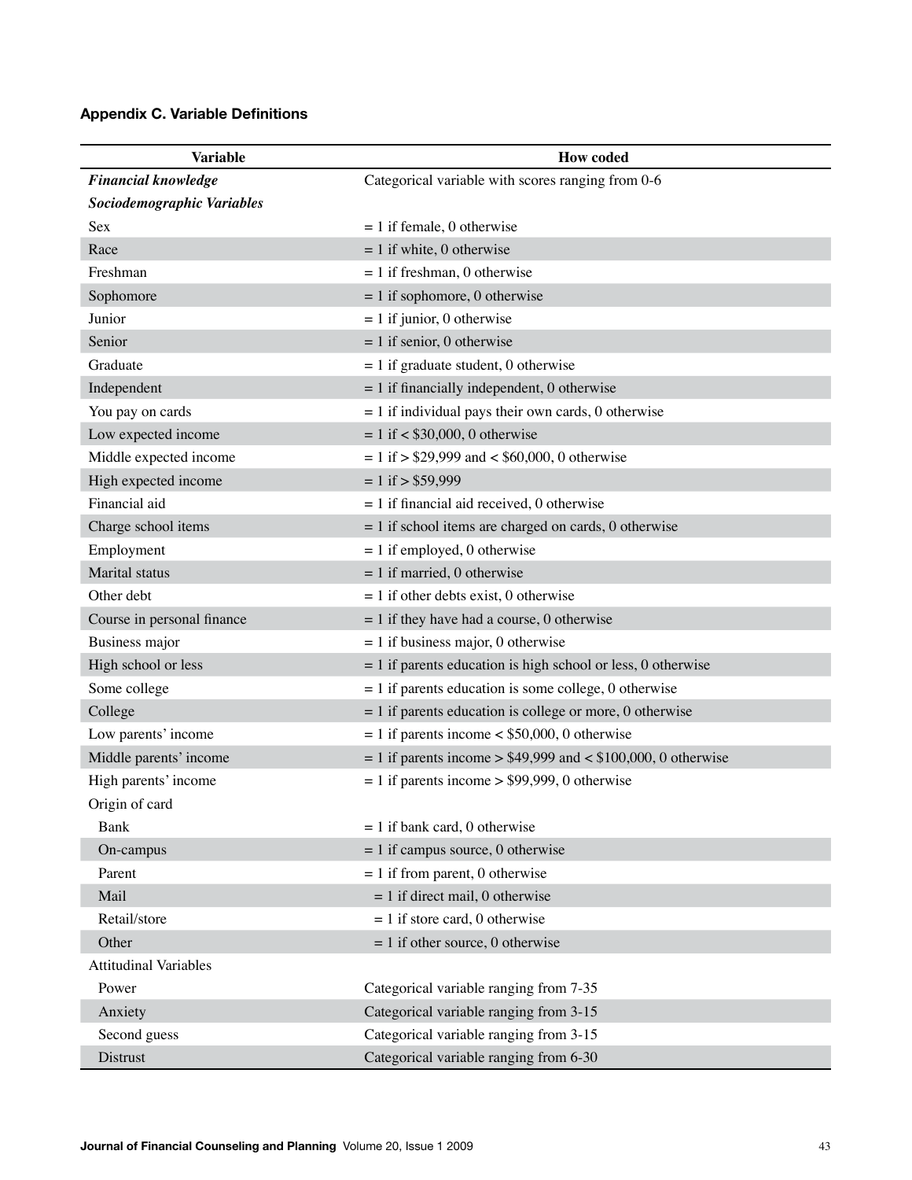### Appendix C. Variable Definitions

| Variable | How coded |
|---|---|
| ***Financial knowledge*** | Categorical variable with scores ranging from 0-6 |
| ***Sociodemographic Variables*** | |
| Sex | = 1 if female, 0 otherwise |
| Race | = 1 if white, 0 otherwise |
| Freshman | = 1 if freshman, 0 otherwise |
| Sophomore | = 1 if sophomore, 0 otherwise |
| Junior | = 1 if junior, 0 otherwise |
| Senior | = 1 if senior, 0 otherwise |
| Graduate | = 1 if graduate student, 0 otherwise |
| Independent | = 1 if financially independent, 0 otherwise |
| You pay on cards | = 1 if individual pays their own cards, 0 otherwise |
| Low expected income | = 1 if < $30,000, 0 otherwise |
| Middle expected income | = 1 if > $29,999 and < $60,000, 0 otherwise |
| High expected income | = 1 if > $59,999 |
| Financial aid | = 1 if financial aid received, 0 otherwise |
| Charge school items | = 1 if school items are charged on cards, 0 otherwise |
| Employment | = 1 if employed, 0 otherwise |
| Marital status | = 1 if married, 0 otherwise |
| Other debt | = 1 if other debts exist, 0 otherwise |
| Course in personal finance | = 1 if they have had a course, 0 otherwise |
| Business major | = 1 if business major, 0 otherwise |
| High school or less | = 1 if parents education is high school or less, 0 otherwise |
| Some college | = 1 if parents education is some college, 0 otherwise |
| College | = 1 if parents education is college or more, 0 otherwise |
| Low parents' income | = 1 if parents income < $50,000, 0 otherwise |
| Middle parents' income | = 1 if parents income > $49,999 and < $100,000, 0 otherwise |
| High parents' income | = 1 if parents income > $99,999, 0 otherwise |
| Origin of card | |
| Bank | = 1 if bank card, 0 otherwise |
| On-campus | = 1 if campus source, 0 otherwise |
| Parent | = 1 if from parent, 0 otherwise |
| Mail | = 1 if direct mail, 0 otherwise |
| Retail/store | = 1 if store card, 0 otherwise |
| Other | = 1 if other source, 0 otherwise |
| Attitudinal Variables | |
| Power | Categorical variable ranging from 7-35 |
| Anxiety | Categorical variable ranging from 3-15 |
| Second guess | Categorical variable ranging from 3-15 |
| Distrust | Categorical variable ranging from 6-30 |